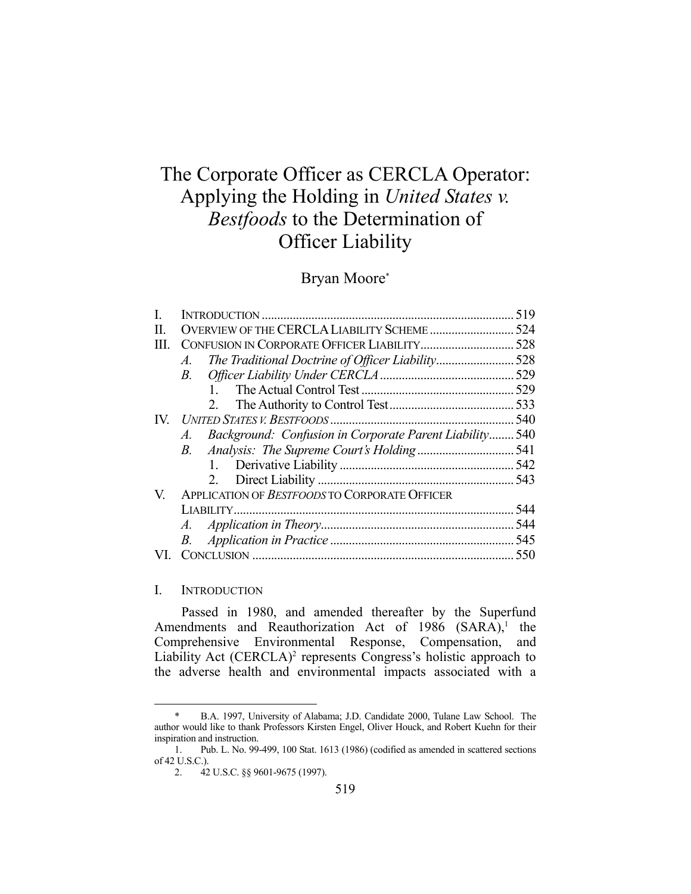# The Corporate Officer as CERCLA Operator: Applying the Holding in *United States v. Bestfoods* to the Determination of Officer Liability

Bryan Moore*

| | | |
|---|---|---|
| I. | INTRODUCTION | 519 |
| II. | OVERVIEW OF THE CERCLA LIABILITY SCHEME | 524 |
| III. | CONFUSION IN CORPORATE OFFICER LIABILITY | 528 |
| | *A. The Traditional Doctrine of Officer Liability* | 528 |
| | *B. Officer Liability Under CERCLA* | 529 |
| | 1. The Actual Control Test | 529 |
| | 2. The Authority to Control Test | 533 |
| IV. | *UNITED STATES V. BESTFOODS* | 540 |
| | *A. Background: Confusion in Corporate Parent Liability* | 540 |
| | *B. Analysis: The Supreme Court's Holding* | 541 |
| | 1. Derivative Liability | 542 |
| | 2. Direct Liability | 543 |
| V. | APPLICATION OF *BESTFOODS* TO CORPORATE OFFICER LIABILITY | 544 |
| | *A. Application in Theory* | 544 |
| | *B. Application in Practice* | 545 |
| VI. | CONCLUSION | 550 |

## I. INTRODUCTION

Passed in 1980, and amended thereafter by the Superfund Amendments and Reauthorization Act of 1986 (SARA),[1] the Comprehensive Environmental Response, Compensation, and Liability Act (CERCLA)[2] represents Congress's holistic approach to the adverse health and environmental impacts associated with a

---

\* B.A. 1997, University of Alabama; J.D. Candidate 2000, Tulane Law School. The author would like to thank Professors Kirsten Engel, Oliver Houck, and Robert Kuehn for their inspiration and instruction.

1. Pub. L. No. 99-499, 100 Stat. 1613 (1986) (codified as amended in scattered sections of 42 U.S.C.).

2. 42 U.S.C. §§ 9601-9675 (1997).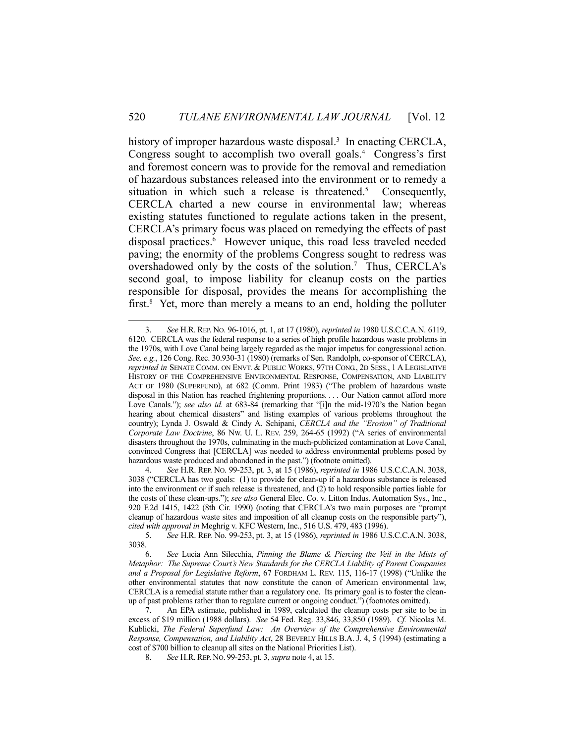history of improper hazardous waste disposal.[3] In enacting CERCLA, Congress sought to accomplish two overall goals.[4] Congress's first and foremost concern was to provide for the removal and remediation of hazardous substances released into the environment or to remedy a situation in which such a release is threatened.[5] Consequently, CERCLA charted a new course in environmental law; whereas existing statutes functioned to regulate actions taken in the present, CERCLA's primary focus was placed on remedying the effects of past disposal practices.[6] However unique, this road less traveled needed paving; the enormity of the problems Congress sought to redress was overshadowed only by the costs of the solution.[7] Thus, CERCLA's second goal, to impose liability for cleanup costs on the parties responsible for disposal, provides the means for accomplishing the first.[8] Yet, more than merely a means to an end, holding the polluter

---

3. *See* H.R. REP. NO. 96-1016, pt. 1, at 17 (1980), *reprinted in* 1980 U.S.C.C.A.N. 6119, 6120. CERCLA was the federal response to a series of high profile hazardous waste problems in the 1970s, with Love Canal being largely regarded as the major impetus for congressional action. *See, e.g.*, 126 Cong. Rec. 30.930-31 (1980) (remarks of Sen. Randolph, co-sponsor of CERCLA), *reprinted in* SENATE COMM. ON ENVT. & PUBLIC WORKS, 97TH CONG., 2D SESS., 1 A LEGISLATIVE HISTORY OF THE COMPREHENSIVE ENVIRONMENTAL RESPONSE, COMPENSATION, AND LIABILITY ACT OF 1980 (SUPERFUND), at 682 (Comm. Print 1983) ("The problem of hazardous waste disposal in this Nation has reached frightening proportions. . . . Our Nation cannot afford more Love Canals."); *see also id.* at 683-84 (remarking that "[i]n the mid-1970's the Nation began hearing about chemical disasters" and listing examples of various problems throughout the country); Lynda J. Oswald & Cindy A. Schipani, *CERCLA and the "Erosion" of Traditional Corporate Law Doctrine*, 86 NW. U. L. REV. 259, 264-65 (1992) ("A series of environmental disasters throughout the 1970s, culminating in the much-publicized contamination at Love Canal, convinced Congress that [CERCLA] was needed to address environmental problems posed by hazardous waste produced and abandoned in the past.") (footnote omitted).

4. *See* H.R. REP. NO. 99-253, pt. 3, at 15 (1986), *reprinted in* 1986 U.S.C.C.A.N. 3038, 3038 ("CERCLA has two goals: (1) to provide for clean-up if a hazardous substance is released into the environment or if such release is threatened, and (2) to hold responsible parties liable for the costs of these clean-ups."); *see also* General Elec. Co. v. Litton Indus. Automation Sys., Inc., 920 F.2d 1415, 1422 (8th Cir. 1990) (noting that CERCLA's two main purposes are "prompt cleanup of hazardous waste sites and imposition of all cleanup costs on the responsible party"), *cited with approval in* Meghrig v. KFC Western, Inc., 516 U.S. 479, 483 (1996).

5. *See* H.R. REP. No. 99-253, pt. 3, at 15 (1986), *reprinted in* 1986 U.S.C.C.A.N. 3038, 3038.

6. *See* Lucia Ann Silecchia, *Pinning the Blame & Piercing the Veil in the Mists of Metaphor: The Supreme Court's New Standards for the CERCLA Liability of Parent Companies and a Proposal for Legislative Reform*, 67 FORDHAM L. REV. 115, 116-17 (1998) ("Unlike the other environmental statutes that now constitute the canon of American environmental law, CERCLA is a remedial statute rather than a regulatory one. Its primary goal is to foster the clean-up of past problems rather than to regulate current or ongoing conduct.") (footnotes omitted).

7. An EPA estimate, published in 1989, calculated the cleanup costs per site to be in excess of $19 million (1988 dollars). *See* 54 Fed. Reg. 33,846, 33,850 (1989). *Cf.* Nicolas M. Kublicki, *The Federal Superfund Law: An Overview of the Comprehensive Environmental Response, Compensation, and Liability Act*, 28 BEVERLY HILLS B.A. J. 4, 5 (1994) (estimating a cost of $700 billion to cleanup all sites on the National Priorities List).

8. *See* H.R. REP. NO. 99-253, pt. 3, *supra* note 4, at 15.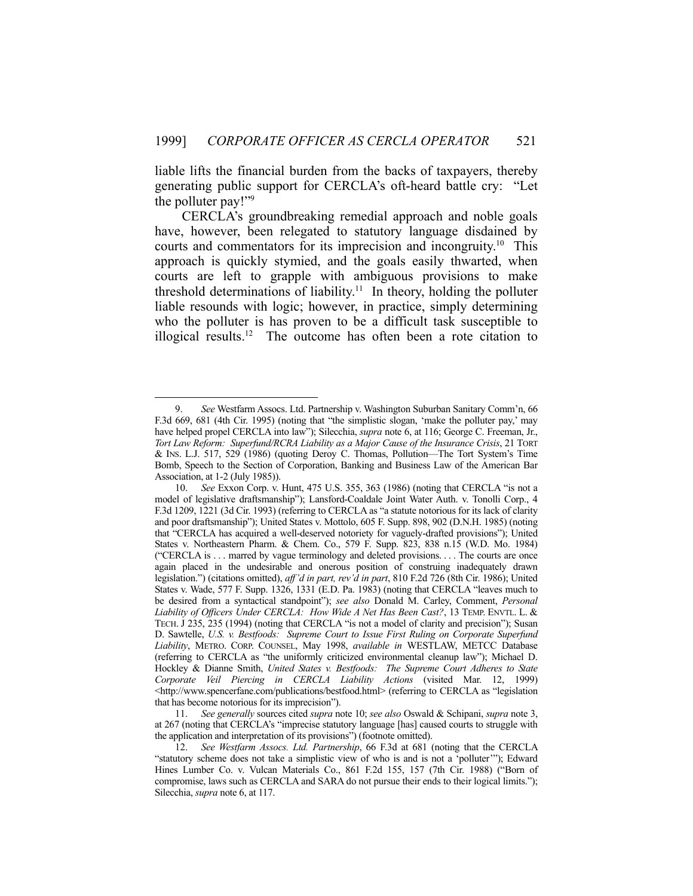liable lifts the financial burden from the backs of taxpayers, thereby generating public support for CERCLA's oft-heard battle cry: "Let the polluter pay!"[9]

CERCLA's groundbreaking remedial approach and noble goals have, however, been relegated to statutory language disdained by courts and commentators for its imprecision and incongruity.[10] This approach is quickly stymied, and the goals easily thwarted, when courts are left to grapple with ambiguous provisions to make threshold determinations of liability.[11] In theory, holding the polluter liable resounds with logic; however, in practice, simply determining who the polluter is has proven to be a difficult task susceptible to illogical results.[12] The outcome has often been a rote citation to

---

9. *See* Westfarm Assocs. Ltd. Partnership v. Washington Suburban Sanitary Comm'n, 66 F.3d 669, 681 (4th Cir. 1995) (noting that "the simplistic slogan, 'make the polluter pay,' may have helped propel CERCLA into law"); Silecchia, *supra* note 6, at 116; George C. Freeman, Jr., *Tort Law Reform: Superfund/RCRA Liability as a Major Cause of the Insurance Crisis*, 21 TORT & INS. L.J. 517, 529 (1986) (quoting Deroy C. Thomas, Pollution—The Tort System's Time Bomb, Speech to the Section of Corporation, Banking and Business Law of the American Bar Association, at 1-2 (July 1985)).

10. *See* Exxon Corp. v. Hunt, 475 U.S. 355, 363 (1986) (noting that CERCLA "is not a model of legislative draftsmanship"); Lansford-Coaldale Joint Water Auth. v. Tonolli Corp., 4 F.3d 1209, 1221 (3d Cir. 1993) (referring to CERCLA as "a statute notorious for its lack of clarity and poor draftsmanship"); United States v. Mottolo, 605 F. Supp. 898, 902 (D.N.H. 1985) (noting that "CERCLA has acquired a well-deserved notoriety for vaguely-drafted provisions"); United States v. Northeastern Pharm. & Chem. Co., 579 F. Supp. 823, 838 n.15 (W.D. Mo. 1984) ("CERCLA is . . . marred by vague terminology and deleted provisions. . . . The courts are once again placed in the undesirable and onerous position of construing inadequately drawn legislation.") (citations omitted), *aff'd in part, rev'd in part*, 810 F.2d 726 (8th Cir. 1986); United States v. Wade, 577 F. Supp. 1326, 1331 (E.D. Pa. 1983) (noting that CERCLA "leaves much to be desired from a syntactical standpoint"); *see also* Donald M. Carley, Comment, *Personal Liability of Officers Under CERCLA: How Wide A Net Has Been Cast?*, 13 TEMP. ENVTL. L. & TECH. J 235, 235 (1994) (noting that CERCLA "is not a model of clarity and precision"); Susan D. Sawtelle, *U.S. v. Bestfoods: Supreme Court to Issue First Ruling on Corporate Superfund Liability*, METRO. CORP. COUNSEL, May 1998, *available in* WESTLAW, METCC Database (referring to CERCLA as "the uniformly criticized environmental cleanup law"); Michael D. Hockley & Dianne Smith, *United States v. Bestfoods: The Supreme Court Adheres to State Corporate Veil Piercing in CERCLA Liability Actions* (visited Mar. 12, 1999) <http://www.spencerfane.com/publications/bestfood.html> (referring to CERCLA as "legislation that has become notorious for its imprecision").

11. *See generally* sources cited *supra* note 10; *see also* Oswald & Schipani, *supra* note 3, at 267 (noting that CERCLA's "imprecise statutory language [has] caused courts to struggle with the application and interpretation of its provisions") (footnote omitted).

12. *See Westfarm Assocs. Ltd. Partnership*, 66 F.3d at 681 (noting that the CERCLA "statutory scheme does not take a simplistic view of who is and is not a 'polluter'"); Edward Hines Lumber Co. v. Vulcan Materials Co., 861 F.2d 155, 157 (7th Cir. 1988) ("Born of compromise, laws such as CERCLA and SARA do not pursue their ends to their logical limits."); Silecchia, *supra* note 6, at 117.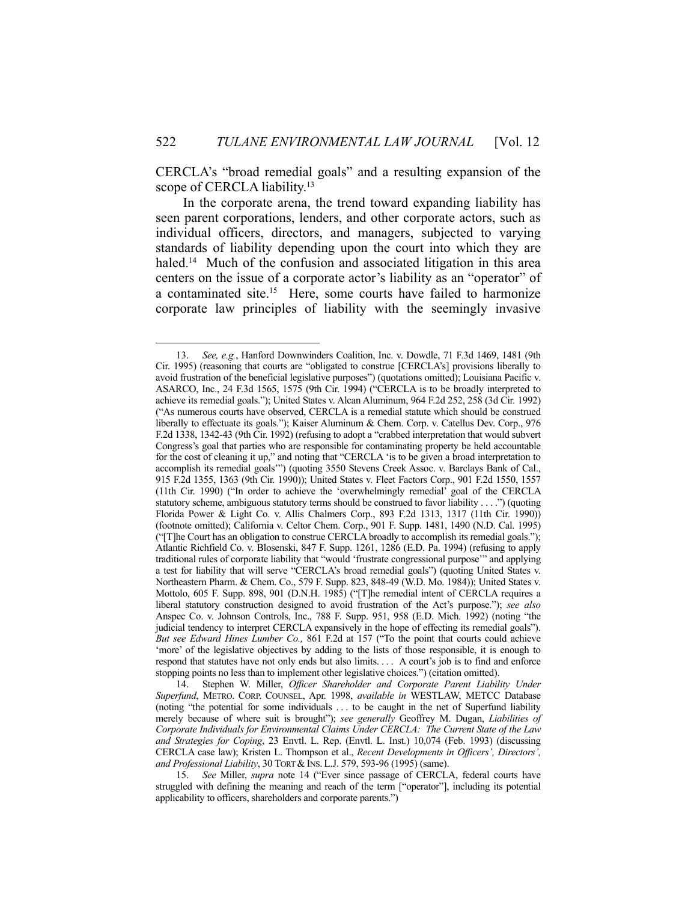CERCLA's "broad remedial goals" and a resulting expansion of the scope of CERCLA liability.[13]

In the corporate arena, the trend toward expanding liability has seen parent corporations, lenders, and other corporate actors, such as individual officers, directors, and managers, subjected to varying standards of liability depending upon the court into which they are haled.[14] Much of the confusion and associated litigation in this area centers on the issue of a corporate actor's liability as an "operator" of a contaminated site.[15] Here, some courts have failed to harmonize corporate law principles of liability with the seemingly invasive

---

13. *See, e.g.*, Hanford Downwinders Coalition, Inc. v. Dowdle, 71 F.3d 1469, 1481 (9th Cir. 1995) (reasoning that courts are "obligated to construe [CERCLA's] provisions liberally to avoid frustration of the beneficial legislative purposes") (quotations omitted); Louisiana Pacific v. ASARCO, Inc., 24 F.3d 1565, 1575 (9th Cir. 1994) ("CERCLA is to be broadly interpreted to achieve its remedial goals."); United States v. Alcan Aluminum, 964 F.2d 252, 258 (3d Cir. 1992) ("As numerous courts have observed, CERCLA is a remedial statute which should be construed liberally to effectuate its goals."); Kaiser Aluminum & Chem. Corp. v. Catellus Dev. Corp., 976 F.2d 1338, 1342-43 (9th Cir. 1992) (refusing to adopt a "crabbed interpretation that would subvert Congress's goal that parties who are responsible for contaminating property be held accountable for the cost of cleaning it up," and noting that "CERCLA 'is to be given a broad interpretation to accomplish its remedial goals'") (quoting 3550 Stevens Creek Assoc. v. Barclays Bank of Cal., 915 F.2d 1355, 1363 (9th Cir. 1990)); United States v. Fleet Factors Corp., 901 F.2d 1550, 1557 (11th Cir. 1990) ("In order to achieve the 'overwhelmingly remedial' goal of the CERCLA statutory scheme, ambiguous statutory terms should be construed to favor liability . . . .") (quoting Florida Power & Light Co. v. Allis Chalmers Corp., 893 F.2d 1313, 1317 (11th Cir. 1990)) (footnote omitted); California v. Celtor Chem. Corp., 901 F. Supp. 1481, 1490 (N.D. Cal. 1995) ("[T]he Court has an obligation to construe CERCLA broadly to accomplish its remedial goals."); Atlantic Richfield Co. v. Blosenski, 847 F. Supp. 1261, 1286 (E.D. Pa. 1994) (refusing to apply traditional rules of corporate liability that "would 'frustrate congressional purpose'" and applying a test for liability that will serve "CERCLA's broad remedial goals") (quoting United States v. Northeastern Pharm. & Chem. Co., 579 F. Supp. 823, 848-49 (W.D. Mo. 1984)); United States v. Mottolo, 605 F. Supp. 898, 901 (D.N.H. 1985) ("[T]he remedial intent of CERCLA requires a liberal statutory construction designed to avoid frustration of the Act's purpose."); *see also* Anspec Co. v. Johnson Controls, Inc., 788 F. Supp. 951, 958 (E.D. Mich. 1992) (noting "the judicial tendency to interpret CERCLA expansively in the hope of effecting its remedial goals"). *But see Edward Hines Lumber Co.,* 861 F.2d at 157 ("To the point that courts could achieve 'more' of the legislative objectives by adding to the lists of those responsible, it is enough to respond that statutes have not only ends but also limits. . . . A court's job is to find and enforce stopping points no less than to implement other legislative choices.") (citation omitted).

14. Stephen W. Miller, *Officer Shareholder and Corporate Parent Liability Under Superfund*, METRO. CORP. COUNSEL, Apr. 1998, *available in* WESTLAW, METCC Database (noting "the potential for some individuals . . . to be caught in the net of Superfund liability merely because of where suit is brought"); *see generally* Geoffrey M. Dugan, *Liabilities of Corporate Individuals for Environmental Claims Under CERCLA: The Current State of the Law and Strategies for Coping*, 23 Envtl. L. Rep. (Envtl. L. Inst.) 10,074 (Feb. 1993) (discussing CERCLA case law); Kristen L. Thompson et al., *Recent Developments in Officers', Directors', and Professional Liability*, 30 TORT & INS. L.J. 579, 593-96 (1995) (same).

15. *See* Miller, *supra* note 14 ("Ever since passage of CERCLA, federal courts have struggled with defining the meaning and reach of the term ["operator"], including its potential applicability to officers, shareholders and corporate parents.")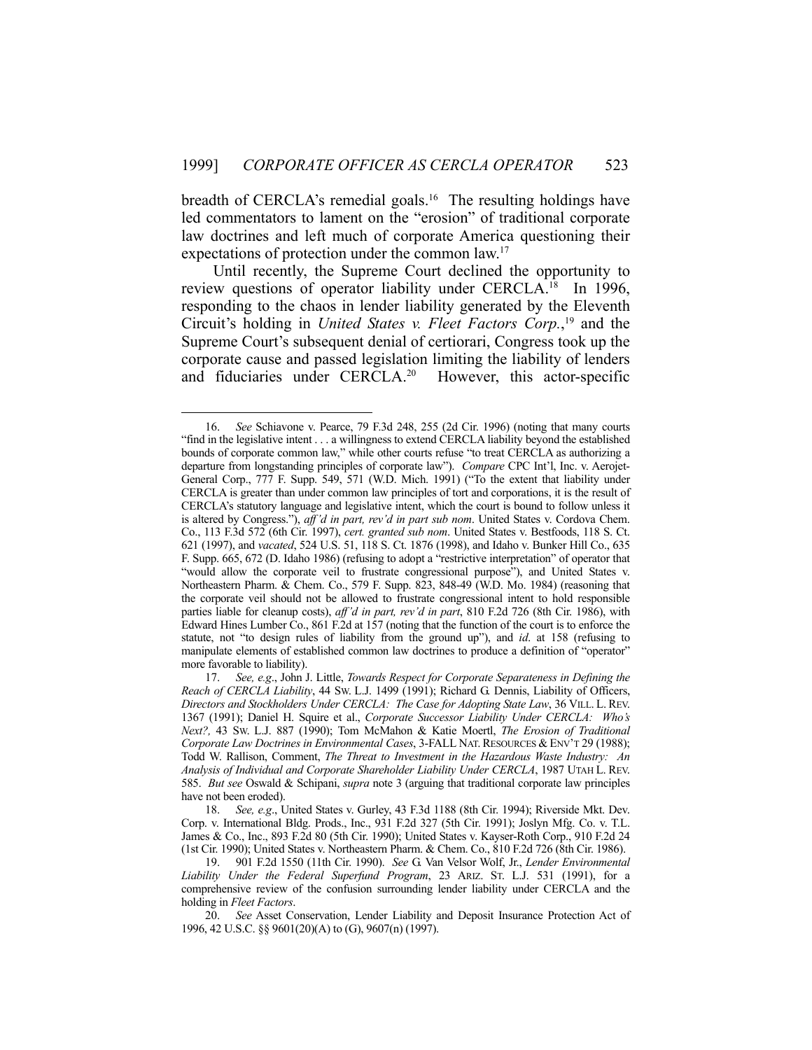breadth of CERCLA's remedial goals.[16] The resulting holdings have led commentators to lament on the "erosion" of traditional corporate law doctrines and left much of corporate America questioning their expectations of protection under the common law.[17]

Until recently, the Supreme Court declined the opportunity to review questions of operator liability under CERCLA.[18] In 1996, responding to the chaos in lender liability generated by the Eleventh Circuit's holding in *United States v. Fleet Factors Corp.*,[19] and the Supreme Court's subsequent denial of certiorari, Congress took up the corporate cause and passed legislation limiting the liability of lenders and fiduciaries under CERCLA.[20] However, this actor-specific

---

16. *See* Schiavone v. Pearce, 79 F.3d 248, 255 (2d Cir. 1996) (noting that many courts "find in the legislative intent . . . a willingness to extend CERCLA liability beyond the established bounds of corporate common law," while other courts refuse "to treat CERCLA as authorizing a departure from longstanding principles of corporate law"). *Compare* CPC Int'l, Inc. v. Aerojet-General Corp., 777 F. Supp. 549, 571 (W.D. Mich. 1991) ("To the extent that liability under CERCLA is greater than under common law principles of tort and corporations, it is the result of CERCLA's statutory language and legislative intent, which the court is bound to follow unless it is altered by Congress."), *aff'd in part, rev'd in part sub nom*. United States v. Cordova Chem. Co., 113 F.3d 572 (6th Cir. 1997), *cert. granted sub nom*. United States v. Bestfoods, 118 S. Ct. 621 (1997), and *vacated*, 524 U.S. 51, 118 S. Ct. 1876 (1998), and Idaho v. Bunker Hill Co., 635 F. Supp. 665, 672 (D. Idaho 1986) (refusing to adopt a "restrictive interpretation" of operator that "would allow the corporate veil to frustrate congressional purpose"), and United States v. Northeastern Pharm. & Chem. Co., 579 F. Supp. 823, 848-49 (W.D. Mo. 1984) (reasoning that the corporate veil should not be allowed to frustrate congressional intent to hold responsible parties liable for cleanup costs), *aff'd in part, rev'd in part*, 810 F.2d 726 (8th Cir. 1986), with Edward Hines Lumber Co., 861 F.2d at 157 (noting that the function of the court is to enforce the statute, not "to design rules of liability from the ground up"), and *id*. at 158 (refusing to manipulate elements of established common law doctrines to produce a definition of "operator" more favorable to liability).

17. *See, e.g*., John J. Little, *Towards Respect for Corporate Separateness in Defining the Reach of CERCLA Liability*, 44 SW. L.J. 1499 (1991); Richard G. Dennis, Liability of Officers, *Directors and Stockholders Under CERCLA: The Case for Adopting State Law*, 36 VILL. L. REV. 1367 (1991); Daniel H. Squire et al., *Corporate Successor Liability Under CERCLA: Who's Next?,* 43 SW. L.J. 887 (1990); Tom McMahon & Katie Moertl, *The Erosion of Traditional Corporate Law Doctrines in Environmental Cases*, 3-FALL NAT. RESOURCES & ENV'T 29 (1988); Todd W. Rallison, Comment, *The Threat to Investment in the Hazardous Waste Industry: An Analysis of Individual and Corporate Shareholder Liability Under CERCLA*, 1987 UTAH L. REV. 585. *But see* Oswald & Schipani, *supra* note 3 (arguing that traditional corporate law principles have not been eroded).

18. *See, e.g*., United States v. Gurley, 43 F.3d 1188 (8th Cir. 1994); Riverside Mkt. Dev. Corp. v. International Bldg. Prods., Inc., 931 F.2d 327 (5th Cir. 1991); Joslyn Mfg. Co. v. T.L. James & Co., Inc., 893 F.2d 80 (5th Cir. 1990); United States v. Kayser-Roth Corp., 910 F.2d 24 (1st Cir. 1990); United States v. Northeastern Pharm. & Chem. Co., 810 F.2d 726 (8th Cir. 1986).

19. 901 F.2d 1550 (11th Cir. 1990). *See* G. Van Velsor Wolf, Jr., *Lender Environmental Liability Under the Federal Superfund Program*, 23 ARIZ. ST. L.J. 531 (1991), for a comprehensive review of the confusion surrounding lender liability under CERCLA and the holding in *Fleet Factors*.

20. *See* Asset Conservation, Lender Liability and Deposit Insurance Protection Act of 1996, 42 U.S.C. §§ 9601(20)(A) to (G), 9607(n) (1997).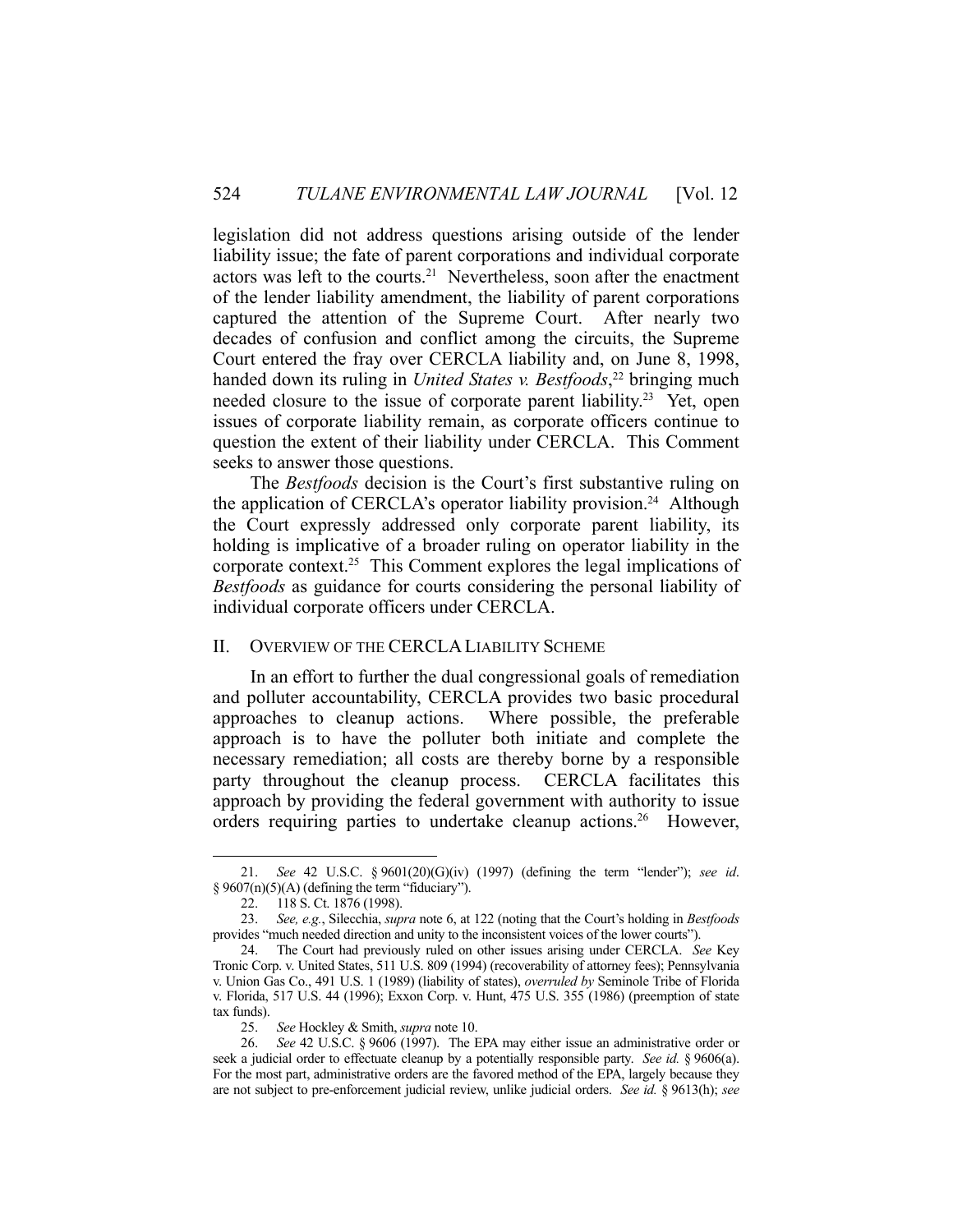legislation did not address questions arising outside of the lender liability issue; the fate of parent corporations and individual corporate actors was left to the courts.[21] Nevertheless, soon after the enactment of the lender liability amendment, the liability of parent corporations captured the attention of the Supreme Court. After nearly two decades of confusion and conflict among the circuits, the Supreme Court entered the fray over CERCLA liability and, on June 8, 1998, handed down its ruling in *United States v. Bestfoods*,[22] bringing much needed closure to the issue of corporate parent liability.[23] Yet, open issues of corporate liability remain, as corporate officers continue to question the extent of their liability under CERCLA. This Comment seeks to answer those questions.

The *Bestfoods* decision is the Court's first substantive ruling on the application of CERCLA's operator liability provision.[24] Although the Court expressly addressed only corporate parent liability, its holding is implicative of a broader ruling on operator liability in the corporate context.[25] This Comment explores the legal implications of *Bestfoods* as guidance for courts considering the personal liability of individual corporate officers under CERCLA.

## II. Overview of the CERCLA Liability Scheme

In an effort to further the dual congressional goals of remediation and polluter accountability, CERCLA provides two basic procedural approaches to cleanup actions. Where possible, the preferable approach is to have the polluter both initiate and complete the necessary remediation; all costs are thereby borne by a responsible party throughout the cleanup process. CERCLA facilitates this approach by providing the federal government with authority to issue orders requiring parties to undertake cleanup actions.[26] However,

---

21. *See* 42 U.S.C. § 9601(20)(G)(iv) (1997) (defining the term "lender"); *see id*. § 9607(n)(5)(A) (defining the term "fiduciary").

22. 118 S. Ct. 1876 (1998).

23. *See, e.g.*, Silecchia, *supra* note 6, at 122 (noting that the Court's holding in *Bestfoods* provides "much needed direction and unity to the inconsistent voices of the lower courts").

24. The Court had previously ruled on other issues arising under CERCLA. *See* Key Tronic Corp. v. United States, 511 U.S. 809 (1994) (recoverability of attorney fees); Pennsylvania v. Union Gas Co., 491 U.S. 1 (1989) (liability of states), *overruled by* Seminole Tribe of Florida v. Florida, 517 U.S. 44 (1996); Exxon Corp. v. Hunt, 475 U.S. 355 (1986) (preemption of state tax funds).

25. *See* Hockley & Smith, *supra* note 10.

26. *See* 42 U.S.C. § 9606 (1997). The EPA may either issue an administrative order or seek a judicial order to effectuate cleanup by a potentially responsible party. *See id.* § 9606(a). For the most part, administrative orders are the favored method of the EPA, largely because they are not subject to pre-enforcement judicial review, unlike judicial orders. *See id.* § 9613(h); *see*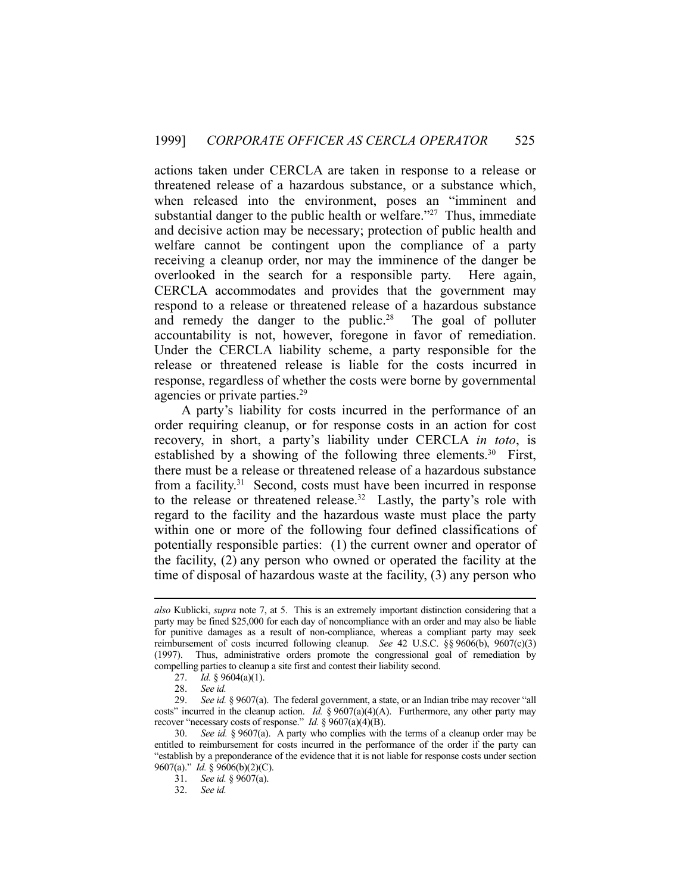actions taken under CERCLA are taken in response to a release or threatened release of a hazardous substance, or a substance which, when released into the environment, poses an "imminent and substantial danger to the public health or welfare."[27] Thus, immediate and decisive action may be necessary; protection of public health and welfare cannot be contingent upon the compliance of a party receiving a cleanup order, nor may the imminence of the danger be overlooked in the search for a responsible party. Here again, CERCLA accommodates and provides that the government may respond to a release or threatened release of a hazardous substance and remedy the danger to the public.[28] The goal of polluter accountability is not, however, foregone in favor of remediation. Under the CERCLA liability scheme, a party responsible for the release or threatened release is liable for the costs incurred in response, regardless of whether the costs were borne by governmental agencies or private parties.[29]

A party's liability for costs incurred in the performance of an order requiring cleanup, or for response costs in an action for cost recovery, in short, a party's liability under CERCLA *in toto*, is established by a showing of the following three elements.[30] First, there must be a release or threatened release of a hazardous substance from a facility.[31] Second, costs must have been incurred in response to the release or threatened release.[32] Lastly, the party's role with regard to the facility and the hazardous waste must place the party within one or more of the following four defined classifications of potentially responsible parties: (1) the current owner and operator of the facility, (2) any person who owned or operated the facility at the time of disposal of hazardous waste at the facility, (3) any person who

---

*also* Kublicki, *supra* note 7, at 5. This is an extremely important distinction considering that a party may be fined $25,000 for each day of noncompliance with an order and may also be liable for punitive damages as a result of non-compliance, whereas a compliant party may seek reimbursement of costs incurred following cleanup. *See* 42 U.S.C. §§ 9606(b), 9607(c)(3) (1997). Thus, administrative orders promote the congressional goal of remediation by compelling parties to cleanup a site first and contest their liability second.

27. *Id.* § 9604(a)(1).

28. *See id.*

29. *See id.* § 9607(a). The federal government, a state, or an Indian tribe may recover "all costs" incurred in the cleanup action. *Id.* § 9607(a)(4)(A). Furthermore, any other party may recover "necessary costs of response." *Id.* § 9607(a)(4)(B).

30. *See id.* § 9607(a). A party who complies with the terms of a cleanup order may be entitled to reimbursement for costs incurred in the performance of the order if the party can "establish by a preponderance of the evidence that it is not liable for response costs under section 9607(a)." *Id.* § 9606(b)(2)(C).

31. *See id.* § 9607(a).

32. *See id.*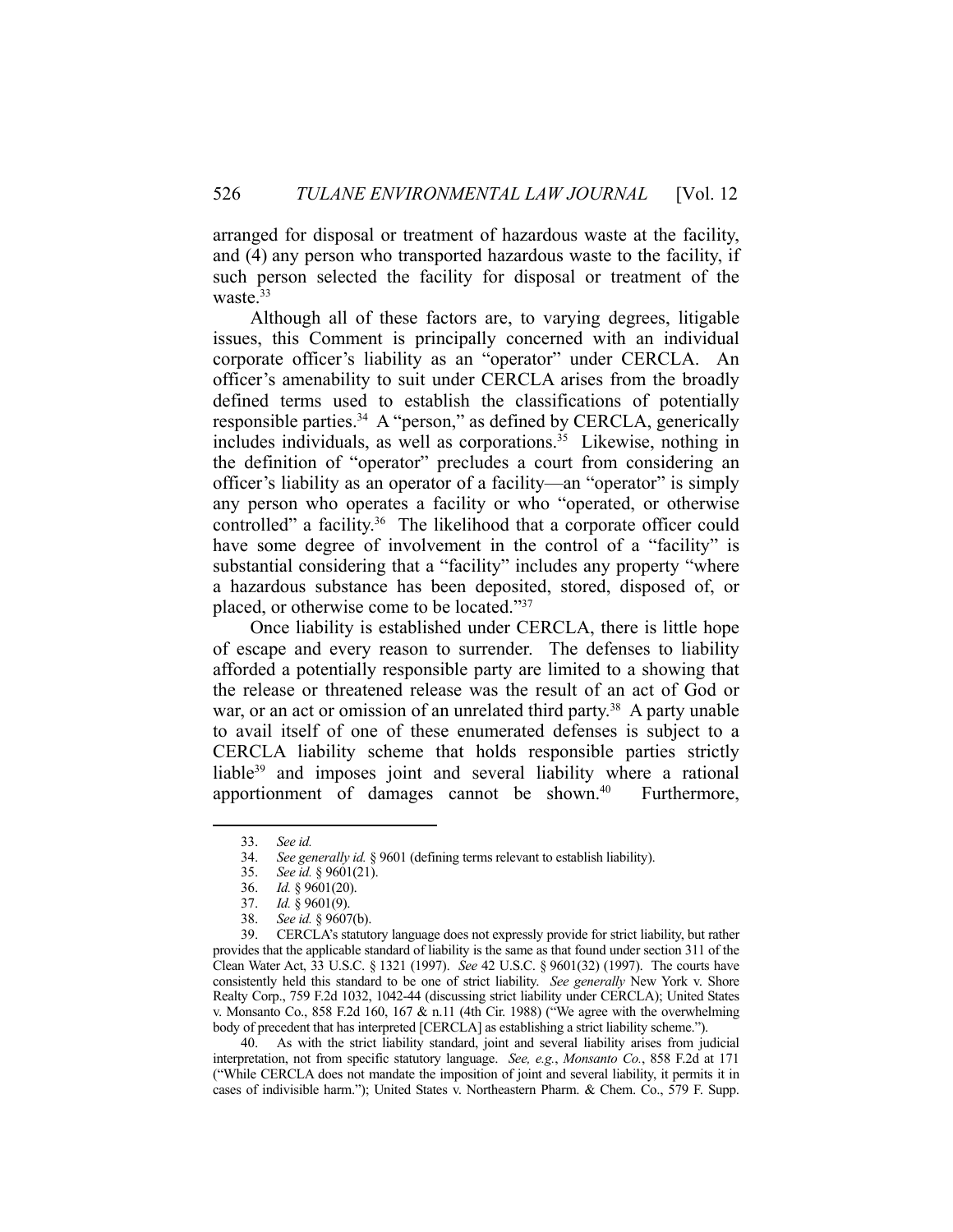arranged for disposal or treatment of hazardous waste at the facility, and (4) any person who transported hazardous waste to the facility, if such person selected the facility for disposal or treatment of the waste.[33]

Although all of these factors are, to varying degrees, litigable issues, this Comment is principally concerned with an individual corporate officer's liability as an "operator" under CERCLA. An officer's amenability to suit under CERCLA arises from the broadly defined terms used to establish the classifications of potentially responsible parties.[34] A "person," as defined by CERCLA, generically includes individuals, as well as corporations.[35] Likewise, nothing in the definition of "operator" precludes a court from considering an officer's liability as an operator of a facility—an "operator" is simply any person who operates a facility or who "operated, or otherwise controlled" a facility.[36] The likelihood that a corporate officer could have some degree of involvement in the control of a "facility" is substantial considering that a "facility" includes any property "where a hazardous substance has been deposited, stored, disposed of, or placed, or otherwise come to be located."[37]

Once liability is established under CERCLA, there is little hope of escape and every reason to surrender. The defenses to liability afforded a potentially responsible party are limited to a showing that the release or threatened release was the result of an act of God or war, or an act or omission of an unrelated third party.[38] A party unable to avail itself of one of these enumerated defenses is subject to a CERCLA liability scheme that holds responsible parties strictly liable[39] and imposes joint and several liability where a rational apportionment of damages cannot be shown.[40] Furthermore,

---

33. *See id.*

34. *See generally id.* § 9601 (defining terms relevant to establish liability).

35. *See id.* § 9601(21).

36. *Id.* § 9601(20).

37. *Id.* § 9601(9).

38. *See id.* § 9607(b).

39. CERCLA's statutory language does not expressly provide for strict liability, but rather provides that the applicable standard of liability is the same as that found under section 311 of the Clean Water Act, 33 U.S.C. § 1321 (1997). *See* 42 U.S.C. § 9601(32) (1997). The courts have consistently held this standard to be one of strict liability. *See generally* New York v. Shore Realty Corp., 759 F.2d 1032, 1042-44 (discussing strict liability under CERCLA); United States v. Monsanto Co., 858 F.2d 160, 167 & n.11 (4th Cir. 1988) ("We agree with the overwhelming body of precedent that has interpreted [CERCLA] as establishing a strict liability scheme.").

40. As with the strict liability standard, joint and several liability arises from judicial interpretation, not from specific statutory language. *See, e.g.*, *Monsanto Co.*, 858 F.2d at 171 ("While CERCLA does not mandate the imposition of joint and several liability, it permits it in cases of indivisible harm."); United States v. Northeastern Pharm. & Chem. Co., 579 F. Supp.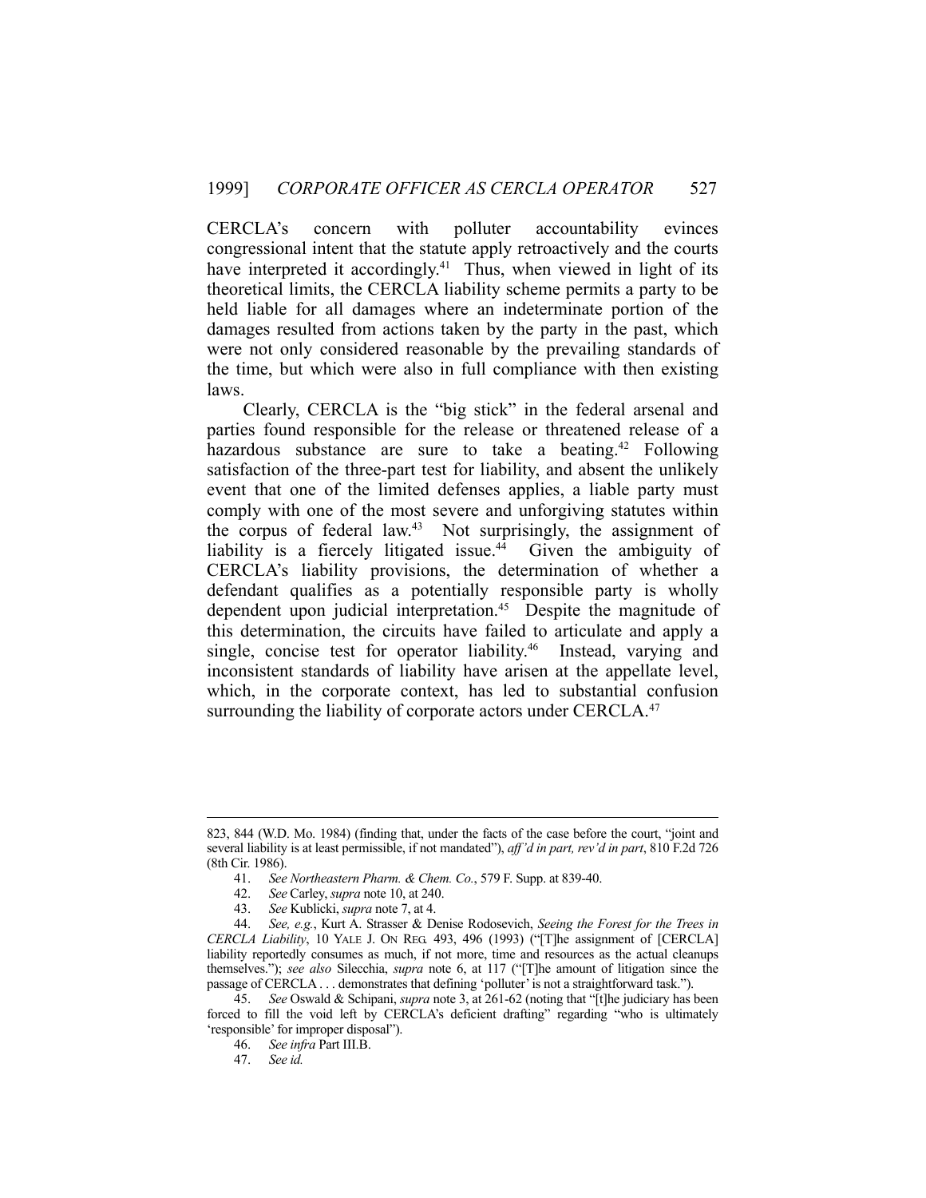CERCLA's concern with polluter accountability evinces congressional intent that the statute apply retroactively and the courts have interpreted it accordingly.[41] Thus, when viewed in light of its theoretical limits, the CERCLA liability scheme permits a party to be held liable for all damages where an indeterminate portion of the damages resulted from actions taken by the party in the past, which were not only considered reasonable by the prevailing standards of the time, but which were also in full compliance with then existing laws.

Clearly, CERCLA is the "big stick" in the federal arsenal and parties found responsible for the release or threatened release of a hazardous substance are sure to take a beating.[42] Following satisfaction of the three-part test for liability, and absent the unlikely event that one of the limited defenses applies, a liable party must comply with one of the most severe and unforgiving statutes within the corpus of federal law.[43] Not surprisingly, the assignment of liability is a fiercely litigated issue.[44] Given the ambiguity of CERCLA's liability provisions, the determination of whether a defendant qualifies as a potentially responsible party is wholly dependent upon judicial interpretation.[45] Despite the magnitude of this determination, the circuits have failed to articulate and apply a single, concise test for operator liability.[46] Instead, varying and inconsistent standards of liability have arisen at the appellate level, which, in the corporate context, has led to substantial confusion surrounding the liability of corporate actors under CERCLA.[47]

---

823, 844 (W.D. Mo. 1984) (finding that, under the facts of the case before the court, "joint and several liability is at least permissible, if not mandated"), *aff'd in part, rev'd in part*, 810 F.2d 726 (8th Cir. 1986).

41. *See Northeastern Pharm. & Chem. Co.*, 579 F. Supp. at 839-40.

42. *See* Carley, *supra* note 10, at 240.

43. *See* Kublicki, *supra* note 7, at 4.

44. *See, e.g.*, Kurt A. Strasser & Denise Rodosevich, *Seeing the Forest for the Trees in CERCLA Liability*, 10 YALE J. ON REG. 493, 496 (1993) ("[T]he assignment of [CERCLA] liability reportedly consumes as much, if not more, time and resources as the actual cleanups themselves."); *see also* Silecchia, *supra* note 6, at 117 ("[T]he amount of litigation since the passage of CERCLA . . . demonstrates that defining 'polluter' is not a straightforward task.").

45. *See* Oswald & Schipani, *supra* note 3, at 261-62 (noting that "[t]he judiciary has been forced to fill the void left by CERCLA's deficient drafting" regarding "who is ultimately 'responsible' for improper disposal").

46. *See infra* Part III.B.

47. *See id.*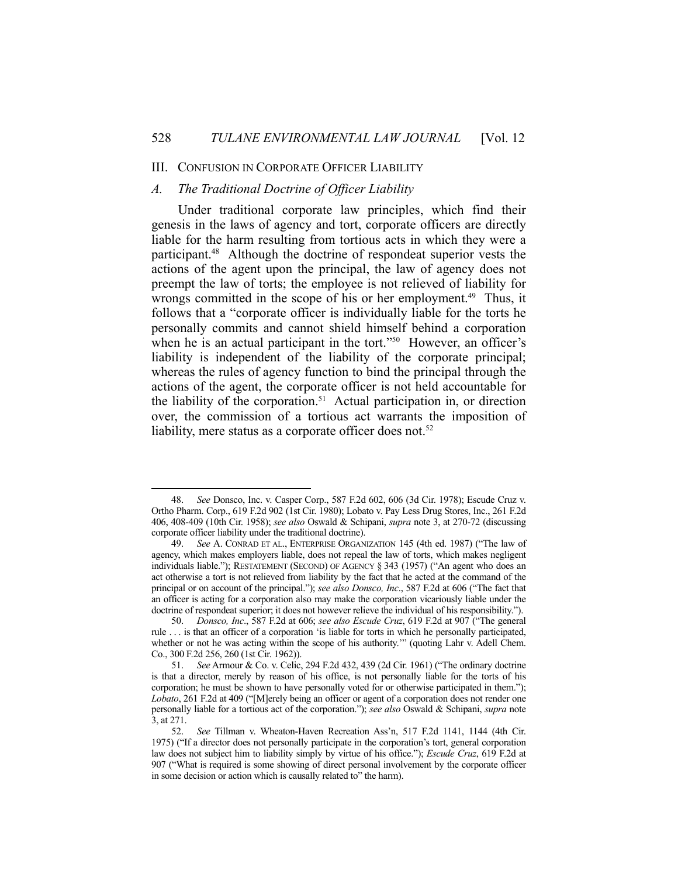## III. Confusion in Corporate Officer Liability

### *A. The Traditional Doctrine of Officer Liability*

Under traditional corporate law principles, which find their genesis in the laws of agency and tort, corporate officers are directly liable for the harm resulting from tortious acts in which they were a participant.[48] Although the doctrine of respondeat superior vests the actions of the agent upon the principal, the law of agency does not preempt the law of torts; the employee is not relieved of liability for wrongs committed in the scope of his or her employment.[49] Thus, it follows that a "corporate officer is individually liable for the torts he personally commits and cannot shield himself behind a corporation when he is an actual participant in the tort."[50] However, an officer's liability is independent of the liability of the corporate principal; whereas the rules of agency function to bind the principal through the actions of the agent, the corporate officer is not held accountable for the liability of the corporation.[51] Actual participation in, or direction over, the commission of a tortious act warrants the imposition of liability, mere status as a corporate officer does not.[52]

---

48. *See* Donsco, Inc. v. Casper Corp., 587 F.2d 602, 606 (3d Cir. 1978); Escude Cruz v. Ortho Pharm. Corp., 619 F.2d 902 (1st Cir. 1980); Lobato v. Pay Less Drug Stores, Inc., 261 F.2d 406, 408-409 (10th Cir. 1958); *see also* Oswald & Schipani, *supra* note 3, at 270-72 (discussing corporate officer liability under the traditional doctrine).

49. *See* A. Conrad et al., Enterprise Organization 145 (4th ed. 1987) ("The law of agency, which makes employers liable, does not repeal the law of torts, which makes negligent individuals liable."); Restatement (Second) of Agency § 343 (1957) ("An agent who does an act otherwise a tort is not relieved from liability by the fact that he acted at the command of the principal or on account of the principal."); *see also Donsco, Inc*., 587 F.2d at 606 ("The fact that an officer is acting for a corporation also may make the corporation vicariously liable under the doctrine of respondeat superior; it does not however relieve the individual of his responsibility.").

50. *Donsco, Inc*., 587 F.2d at 606; *see also Escude Cruz*, 619 F.2d at 907 ("The general rule . . . is that an officer of a corporation 'is liable for torts in which he personally participated, whether or not he was acting within the scope of his authority.'" (quoting Lahr v. Adell Chem. Co., 300 F.2d 256, 260 (1st Cir. 1962)).

51. *See* Armour & Co. v. Celic, 294 F.2d 432, 439 (2d Cir. 1961) ("The ordinary doctrine is that a director, merely by reason of his office, is not personally liable for the torts of his corporation; he must be shown to have personally voted for or otherwise participated in them."); *Lobato*, 261 F.2d at 409 ("[M]erely being an officer or agent of a corporation does not render one personally liable for a tortious act of the corporation."); *see also* Oswald & Schipani, *supra* note 3, at 271.

52. *See* Tillman v. Wheaton-Haven Recreation Ass'n, 517 F.2d 1141, 1144 (4th Cir. 1975) ("If a director does not personally participate in the corporation's tort, general corporation law does not subject him to liability simply by virtue of his office."); *Escude Cruz*, 619 F.2d at 907 ("What is required is some showing of direct personal involvement by the corporate officer in some decision or action which is causally related to" the harm).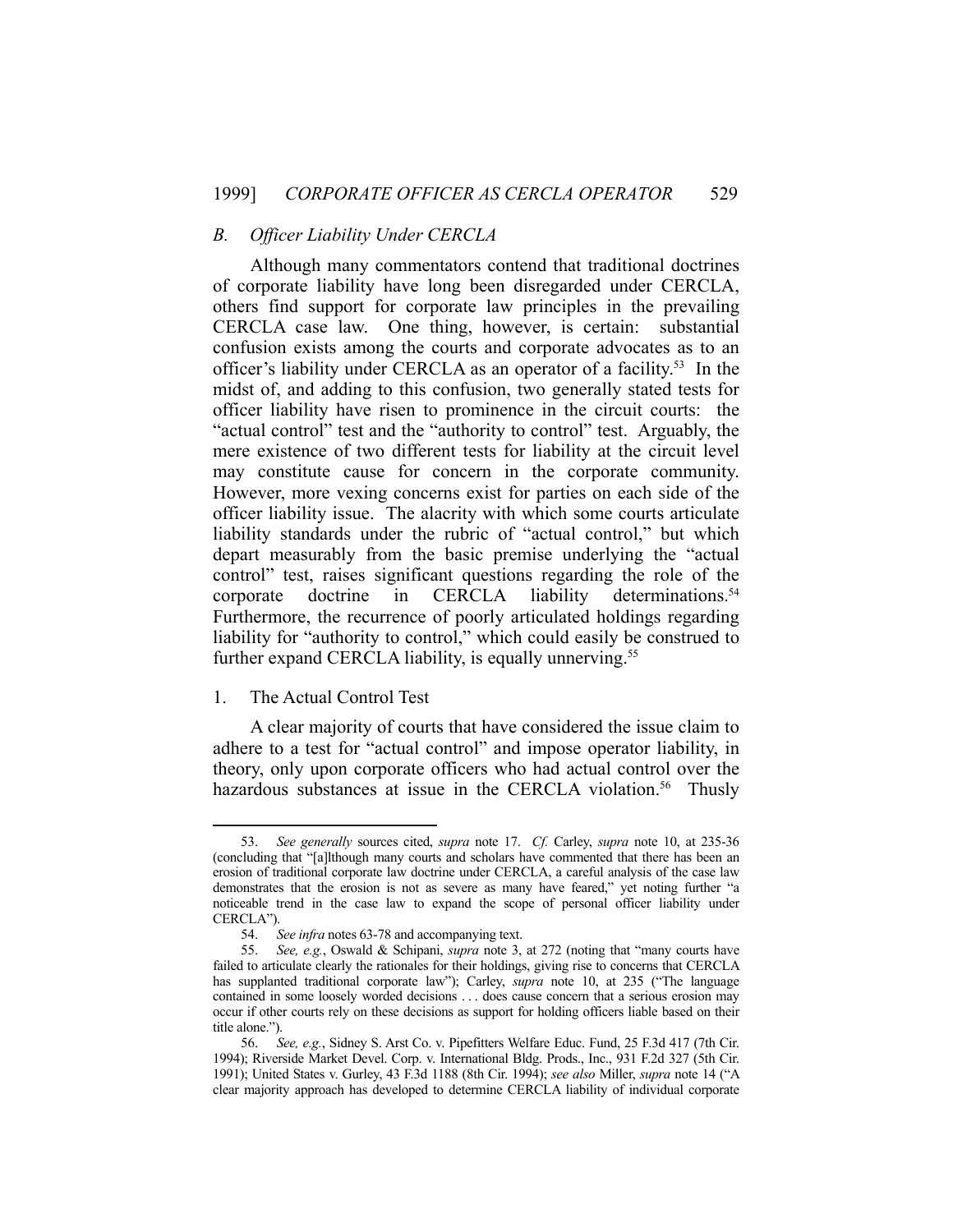### *B. Officer Liability Under CERCLA*

Although many commentators contend that traditional doctrines of corporate liability have long been disregarded under CERCLA, others find support for corporate law principles in the prevailing CERCLA case law. One thing, however, is certain: substantial confusion exists among the courts and corporate advocates as to an officer's liability under CERCLA as an operator of a facility.[53] In the midst of, and adding to this confusion, two generally stated tests for officer liability have risen to prominence in the circuit courts: the "actual control" test and the "authority to control" test. Arguably, the mere existence of two different tests for liability at the circuit level may constitute cause for concern in the corporate community. However, more vexing concerns exist for parties on each side of the officer liability issue. The alacrity with which some courts articulate liability standards under the rubric of "actual control," but which depart measurably from the basic premise underlying the "actual control" test, raises significant questions regarding the role of the corporate doctrine in CERCLA liability determinations.[54] Furthermore, the recurrence of poorly articulated holdings regarding liability for "authority to control," which could easily be construed to further expand CERCLA liability, is equally unnerving.[55]

#### 1. The Actual Control Test

A clear majority of courts that have considered the issue claim to adhere to a test for "actual control" and impose operator liability, in theory, only upon corporate officers who had actual control over the hazardous substances at issue in the CERCLA violation.[56] Thusly

---

53. *See generally* sources cited, *supra* note 17. *Cf.* Carley, *supra* note 10, at 235-36 (concluding that "[a]lthough many courts and scholars have commented that there has been an erosion of traditional corporate law doctrine under CERCLA, a careful analysis of the case law demonstrates that the erosion is not as severe as many have feared," yet noting further "a noticeable trend in the case law to expand the scope of personal officer liability under CERCLA").

54. *See infra* notes 63-78 and accompanying text.

55. *See, e.g.*, Oswald & Schipani, *supra* note 3, at 272 (noting that "many courts have failed to articulate clearly the rationales for their holdings, giving rise to concerns that CERCLA has supplanted traditional corporate law"); Carley, *supra* note 10, at 235 ("The language contained in some loosely worded decisions . . . does cause concern that a serious erosion may occur if other courts rely on these decisions as support for holding officers liable based on their title alone.").

56. *See, e.g.*, Sidney S. Arst Co. v. Pipefitters Welfare Educ. Fund, 25 F.3d 417 (7th Cir. 1994); Riverside Market Devel. Corp. v. International Bldg. Prods., Inc., 931 F.2d 327 (5th Cir. 1991); United States v. Gurley, 43 F.3d 1188 (8th Cir. 1994); *see also* Miller, *supra* note 14 ("A clear majority approach has developed to determine CERCLA liability of individual corporate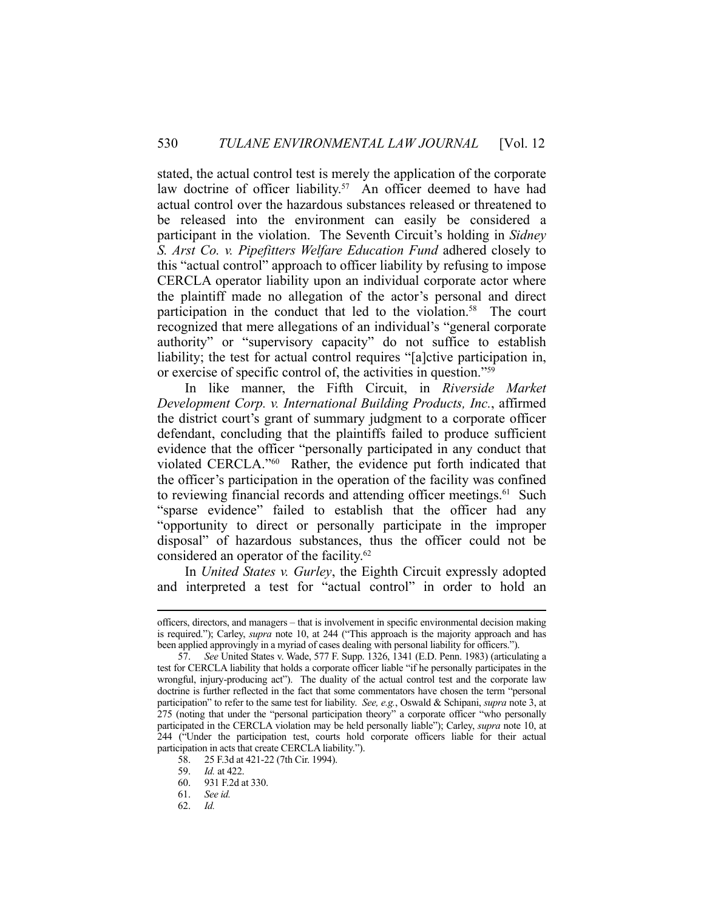stated, the actual control test is merely the application of the corporate law doctrine of officer liability.[57] An officer deemed to have had actual control over the hazardous substances released or threatened to be released into the environment can easily be considered a participant in the violation. The Seventh Circuit's holding in *Sidney S. Arst Co. v. Pipefitters Welfare Education Fund* adhered closely to this "actual control" approach to officer liability by refusing to impose CERCLA operator liability upon an individual corporate actor where the plaintiff made no allegation of the actor's personal and direct participation in the conduct that led to the violation.[58] The court recognized that mere allegations of an individual's "general corporate authority" or "supervisory capacity" do not suffice to establish liability; the test for actual control requires "[a]ctive participation in, or exercise of specific control of, the activities in question."[59]

In like manner, the Fifth Circuit, in *Riverside Market Development Corp. v. International Building Products, Inc.*, affirmed the district court's grant of summary judgment to a corporate officer defendant, concluding that the plaintiffs failed to produce sufficient evidence that the officer "personally participated in any conduct that violated CERCLA."[60] Rather, the evidence put forth indicated that the officer's participation in the operation of the facility was confined to reviewing financial records and attending officer meetings.[61] Such "sparse evidence" failed to establish that the officer had any "opportunity to direct or personally participate in the improper disposal" of hazardous substances, thus the officer could not be considered an operator of the facility.[62]

In *United States v. Gurley*, the Eighth Circuit expressly adopted and interpreted a test for "actual control" in order to hold an

---

officers, directors, and managers – that is involvement in specific environmental decision making is required."); Carley, *supra* note 10, at 244 ("This approach is the majority approach and has been applied approvingly in a myriad of cases dealing with personal liability for officers.").

57. *See* United States v. Wade, 577 F. Supp. 1326, 1341 (E.D. Penn. 1983) (articulating a test for CERCLA liability that holds a corporate officer liable "if he personally participates in the wrongful, injury-producing act"). The duality of the actual control test and the corporate law doctrine is further reflected in the fact that some commentators have chosen the term "personal participation" to refer to the same test for liability. *See, e.g.*, Oswald & Schipani, *supra* note 3, at 275 (noting that under the "personal participation theory" a corporate officer "who personally participated in the CERCLA violation may be held personally liable"); Carley, *supra* note 10, at 244 ("Under the participation test, courts hold corporate officers liable for their actual participation in acts that create CERCLA liability.").

58. 25 F.3d at 421-22 (7th Cir. 1994).

59. *Id.* at 422.

60. 931 F.2d at 330.

61. *See id.*

62. *Id.*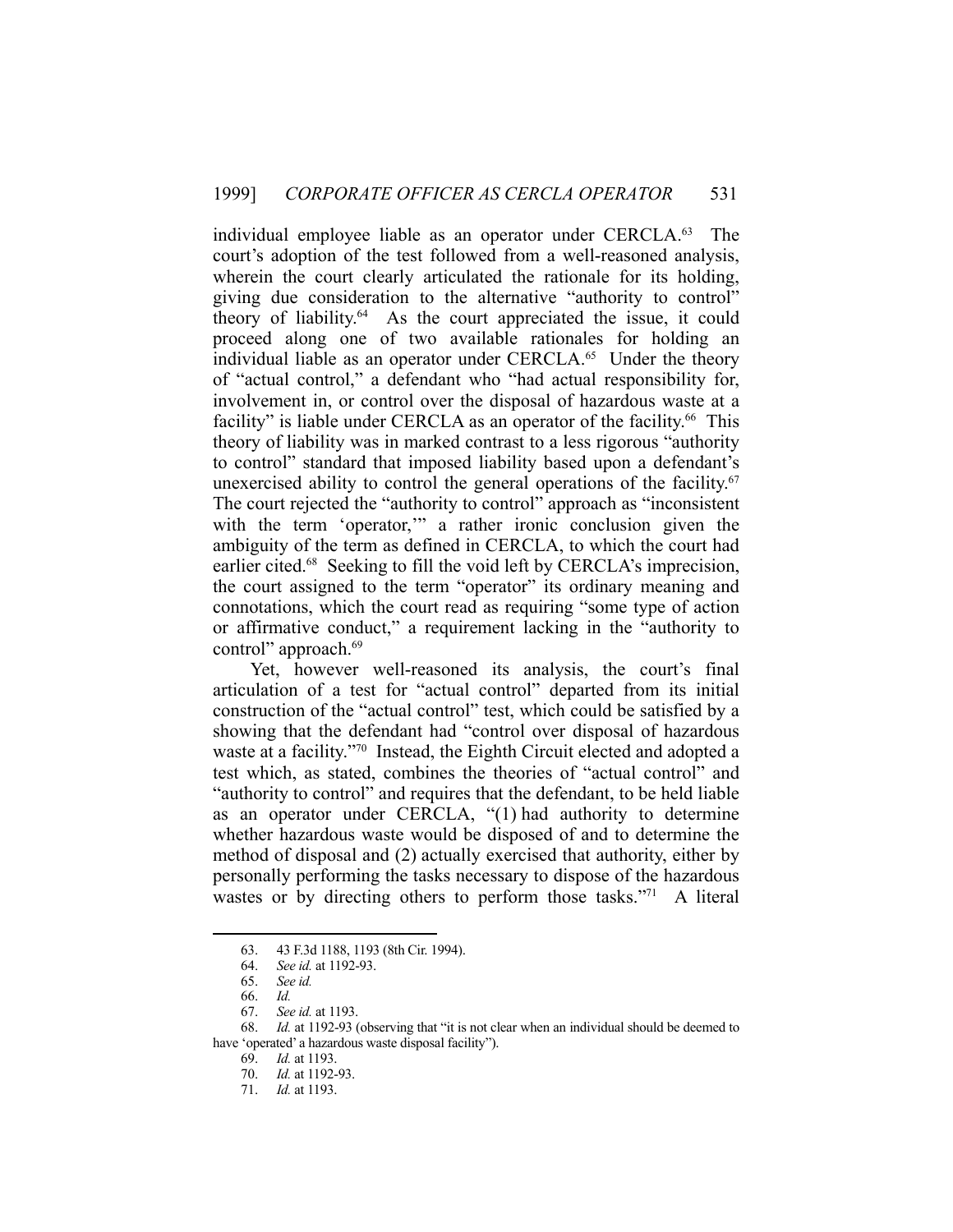individual employee liable as an operator under CERCLA.[63] The court's adoption of the test followed from a well-reasoned analysis, wherein the court clearly articulated the rationale for its holding, giving due consideration to the alternative "authority to control" theory of liability.[64] As the court appreciated the issue, it could proceed along one of two available rationales for holding an individual liable as an operator under CERCLA.[65] Under the theory of "actual control," a defendant who "had actual responsibility for, involvement in, or control over the disposal of hazardous waste at a facility" is liable under CERCLA as an operator of the facility.[66] This theory of liability was in marked contrast to a less rigorous "authority to control" standard that imposed liability based upon a defendant's unexercised ability to control the general operations of the facility.[67] The court rejected the "authority to control" approach as "inconsistent with the term 'operator,'" a rather ironic conclusion given the ambiguity of the term as defined in CERCLA, to which the court had earlier cited.[68] Seeking to fill the void left by CERCLA's imprecision, the court assigned to the term "operator" its ordinary meaning and connotations, which the court read as requiring "some type of action or affirmative conduct," a requirement lacking in the "authority to control" approach.[69]

Yet, however well-reasoned its analysis, the court's final articulation of a test for "actual control" departed from its initial construction of the "actual control" test, which could be satisfied by a showing that the defendant had "control over disposal of hazardous waste at a facility."[70] Instead, the Eighth Circuit elected and adopted a test which, as stated, combines the theories of "actual control" and "authority to control" and requires that the defendant, to be held liable as an operator under CERCLA, "(1) had authority to determine whether hazardous waste would be disposed of and to determine the method of disposal and (2) actually exercised that authority, either by personally performing the tasks necessary to dispose of the hazardous wastes or by directing others to perform those tasks."[71] A literal

---

63. 43 F.3d 1188, 1193 (8th Cir. 1994).

64. *See id.* at 1192-93.

65. *See id.*

66. *Id.*

67. *See id.* at 1193.

68. *Id.* at 1192-93 (observing that "it is not clear when an individual should be deemed to have 'operated' a hazardous waste disposal facility").

69. *Id.* at 1193.

70. *Id.* at 1192-93.

71. *Id.* at 1193.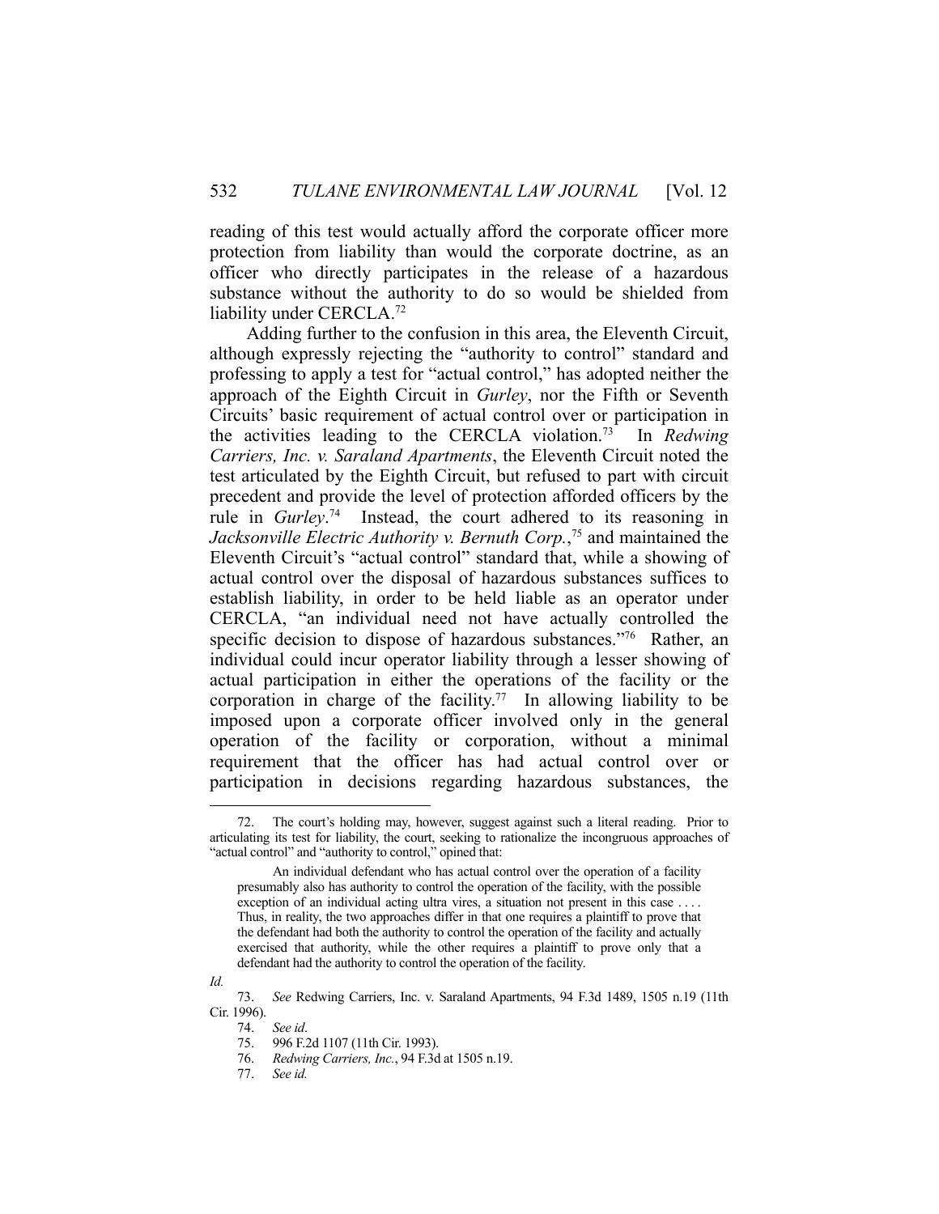reading of this test would actually afford the corporate officer more protection from liability than would the corporate doctrine, as an officer who directly participates in the release of a hazardous substance without the authority to do so would be shielded from liability under CERCLA.[72]

Adding further to the confusion in this area, the Eleventh Circuit, although expressly rejecting the "authority to control" standard and professing to apply a test for "actual control," has adopted neither the approach of the Eighth Circuit in *Gurley*, nor the Fifth or Seventh Circuits' basic requirement of actual control over or participation in the activities leading to the CERCLA violation.[73] In *Redwing Carriers, Inc. v. Saraland Apartments*, the Eleventh Circuit noted the test articulated by the Eighth Circuit, but refused to part with circuit precedent and provide the level of protection afforded officers by the rule in *Gurley*.[74] Instead, the court adhered to its reasoning in *Jacksonville Electric Authority v. Bernuth Corp.*,[75] and maintained the Eleventh Circuit's "actual control" standard that, while a showing of actual control over the disposal of hazardous substances suffices to establish liability, in order to be held liable as an operator under CERCLA, "an individual need not have actually controlled the specific decision to dispose of hazardous substances."[76] Rather, an individual could incur operator liability through a lesser showing of actual participation in either the operations of the facility or the corporation in charge of the facility.[77] In allowing liability to be imposed upon a corporate officer involved only in the general operation of the facility or corporation, without a minimal requirement that the officer has had actual control over or participation in decisions regarding hazardous substances, the

---

72. The court's holding may, however, suggest against such a literal reading. Prior to articulating its test for liability, the court, seeking to rationalize the incongruous approaches of "actual control" and "authority to control," opined that:

> An individual defendant who has actual control over the operation of a facility presumably also has authority to control the operation of the facility, with the possible exception of an individual acting ultra vires, a situation not present in this case . . . . Thus, in reality, the two approaches differ in that one requires a plaintiff to prove that the defendant had both the authority to control the operation of the facility and actually exercised that authority, while the other requires a plaintiff to prove only that a defendant had the authority to control the operation of the facility.

*Id.*

73. *See* Redwing Carriers, Inc. v. Saraland Apartments, 94 F.3d 1489, 1505 n.19 (11th Cir. 1996).

74. *See id*.

75. 996 F.2d 1107 (11th Cir. 1993).

76. *Redwing Carriers, Inc.*, 94 F.3d at 1505 n.19.

77. *See id.*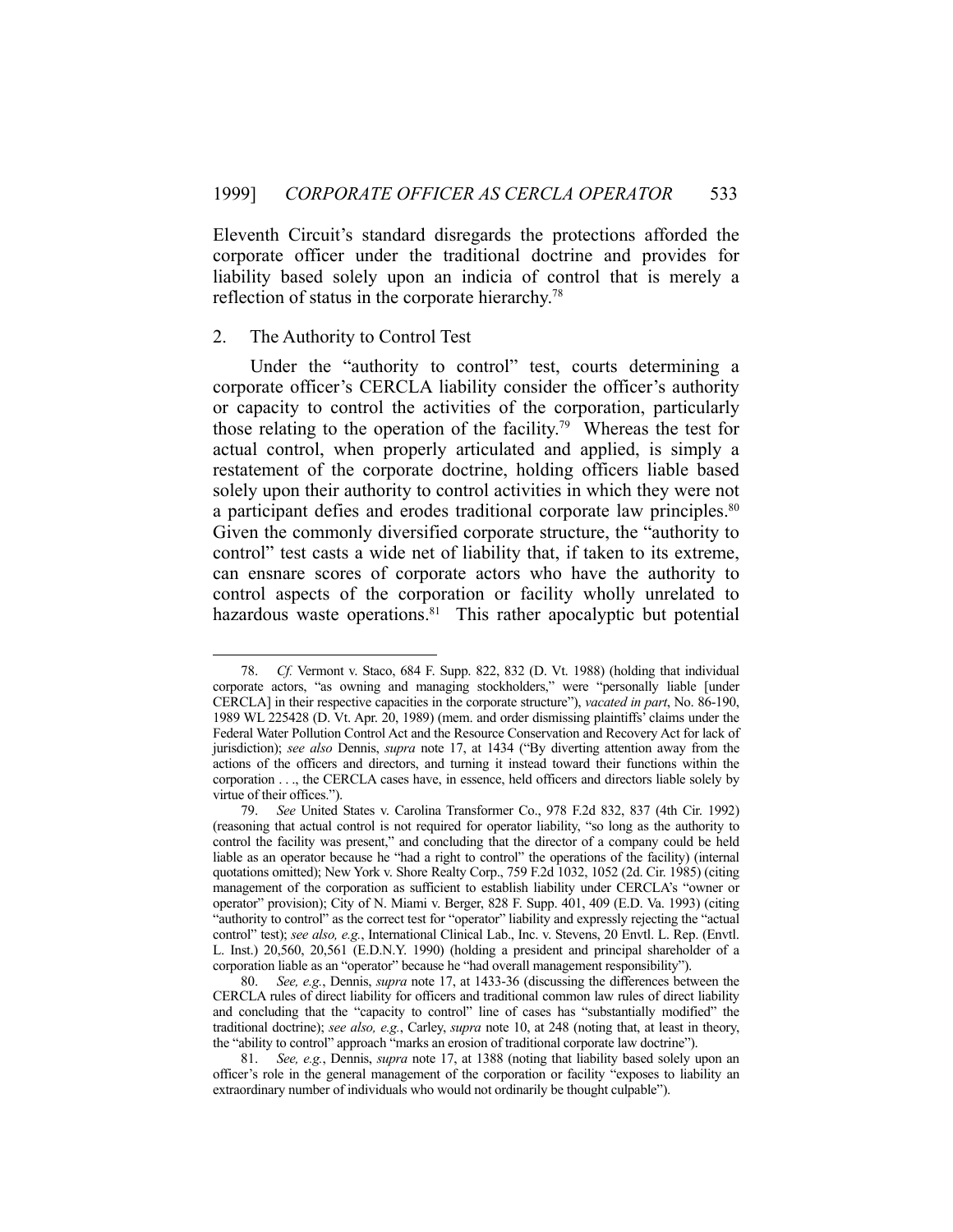Eleventh Circuit's standard disregards the protections afforded the corporate officer under the traditional doctrine and provides for liability based solely upon an indicia of control that is merely a reflection of status in the corporate hierarchy.[78]

### 2. The Authority to Control Test

Under the "authority to control" test, courts determining a corporate officer's CERCLA liability consider the officer's authority or capacity to control the activities of the corporation, particularly those relating to the operation of the facility.[79] Whereas the test for actual control, when properly articulated and applied, is simply a restatement of the corporate doctrine, holding officers liable based solely upon their authority to control activities in which they were not a participant defies and erodes traditional corporate law principles.[80] Given the commonly diversified corporate structure, the "authority to control" test casts a wide net of liability that, if taken to its extreme, can ensnare scores of corporate actors who have the authority to control aspects of the corporation or facility wholly unrelated to hazardous waste operations.[81] This rather apocalyptic but potential

---

78. *Cf.* Vermont v. Staco, 684 F. Supp. 822, 832 (D. Vt. 1988) (holding that individual corporate actors, "as owning and managing stockholders," were "personally liable [under CERCLA] in their respective capacities in the corporate structure"), *vacated in part*, No. 86-190, 1989 WL 225428 (D. Vt. Apr. 20, 1989) (mem. and order dismissing plaintiffs' claims under the Federal Water Pollution Control Act and the Resource Conservation and Recovery Act for lack of jurisdiction); *see also* Dennis, *supra* note 17, at 1434 ("By diverting attention away from the actions of the officers and directors, and turning it instead toward their functions within the corporation . . ., the CERCLA cases have, in essence, held officers and directors liable solely by virtue of their offices.").

79. *See* United States v. Carolina Transformer Co., 978 F.2d 832, 837 (4th Cir. 1992) (reasoning that actual control is not required for operator liability, "so long as the authority to control the facility was present," and concluding that the director of a company could be held liable as an operator because he "had a right to control" the operations of the facility) (internal quotations omitted); New York v. Shore Realty Corp., 759 F.2d 1032, 1052 (2d. Cir. 1985) (citing management of the corporation as sufficient to establish liability under CERCLA's "owner or operator" provision); City of N. Miami v. Berger, 828 F. Supp. 401, 409 (E.D. Va. 1993) (citing "authority to control" as the correct test for "operator" liability and expressly rejecting the "actual control" test); *see also, e.g.*, International Clinical Lab., Inc. v. Stevens, 20 Envtl. L. Rep. (Envtl. L. Inst.) 20,560, 20,561 (E.D.N.Y. 1990) (holding a president and principal shareholder of a corporation liable as an "operator" because he "had overall management responsibility").

80. *See, e.g.*, Dennis, *supra* note 17, at 1433-36 (discussing the differences between the CERCLA rules of direct liability for officers and traditional common law rules of direct liability and concluding that the "capacity to control" line of cases has "substantially modified" the traditional doctrine); *see also, e.g.*, Carley, *supra* note 10, at 248 (noting that, at least in theory, the "ability to control" approach "marks an erosion of traditional corporate law doctrine").

81. *See, e.g.*, Dennis, *supra* note 17, at 1388 (noting that liability based solely upon an officer's role in the general management of the corporation or facility "exposes to liability an extraordinary number of individuals who would not ordinarily be thought culpable").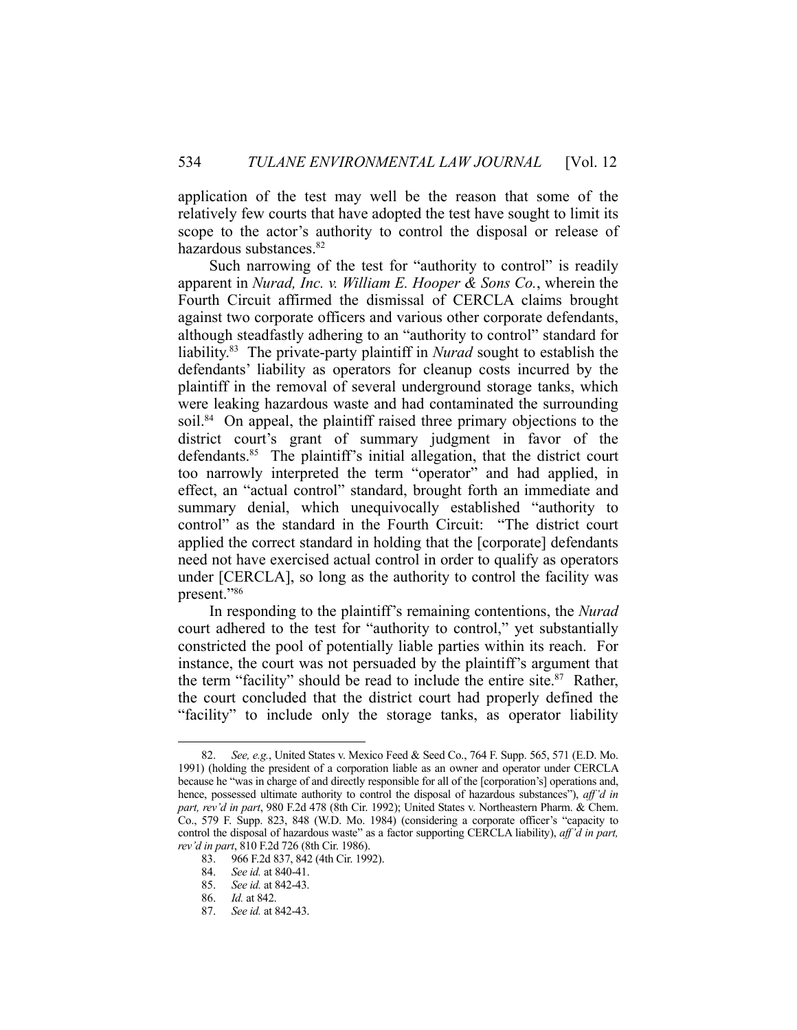application of the test may well be the reason that some of the relatively few courts that have adopted the test have sought to limit its scope to the actor's authority to control the disposal or release of hazardous substances.[82]

Such narrowing of the test for "authority to control" is readily apparent in *Nurad, Inc. v. William E. Hooper & Sons Co.*, wherein the Fourth Circuit affirmed the dismissal of CERCLA claims brought against two corporate officers and various other corporate defendants, although steadfastly adhering to an "authority to control" standard for liability.[83] The private-party plaintiff in *Nurad* sought to establish the defendants' liability as operators for cleanup costs incurred by the plaintiff in the removal of several underground storage tanks, which were leaking hazardous waste and had contaminated the surrounding soil.[84] On appeal, the plaintiff raised three primary objections to the district court's grant of summary judgment in favor of the defendants.[85] The plaintiff's initial allegation, that the district court too narrowly interpreted the term "operator" and had applied, in effect, an "actual control" standard, brought forth an immediate and summary denial, which unequivocally established "authority to control" as the standard in the Fourth Circuit: "The district court applied the correct standard in holding that the [corporate] defendants need not have exercised actual control in order to qualify as operators under [CERCLA], so long as the authority to control the facility was present."[86]

In responding to the plaintiff's remaining contentions, the *Nurad* court adhered to the test for "authority to control," yet substantially constricted the pool of potentially liable parties within its reach. For instance, the court was not persuaded by the plaintiff's argument that the term "facility" should be read to include the entire site.[87] Rather, the court concluded that the district court had properly defined the "facility" to include only the storage tanks, as operator liability

---

82. *See, e.g.*, United States v. Mexico Feed & Seed Co., 764 F. Supp. 565, 571 (E.D. Mo. 1991) (holding the president of a corporation liable as an owner and operator under CERCLA because he "was in charge of and directly responsible for all of the [corporation's] operations and, hence, possessed ultimate authority to control the disposal of hazardous substances"), *aff'd in part, rev'd in part*, 980 F.2d 478 (8th Cir. 1992); United States v. Northeastern Pharm. & Chem. Co., 579 F. Supp. 823, 848 (W.D. Mo. 1984) (considering a corporate officer's "capacity to control the disposal of hazardous waste" as a factor supporting CERCLA liability), *aff'd in part, rev'd in part*, 810 F.2d 726 (8th Cir. 1986).

83. 966 F.2d 837, 842 (4th Cir. 1992).

84. *See id.* at 840-41.

85. *See id.* at 842-43.

86. *Id.* at 842.

87. *See id.* at 842-43.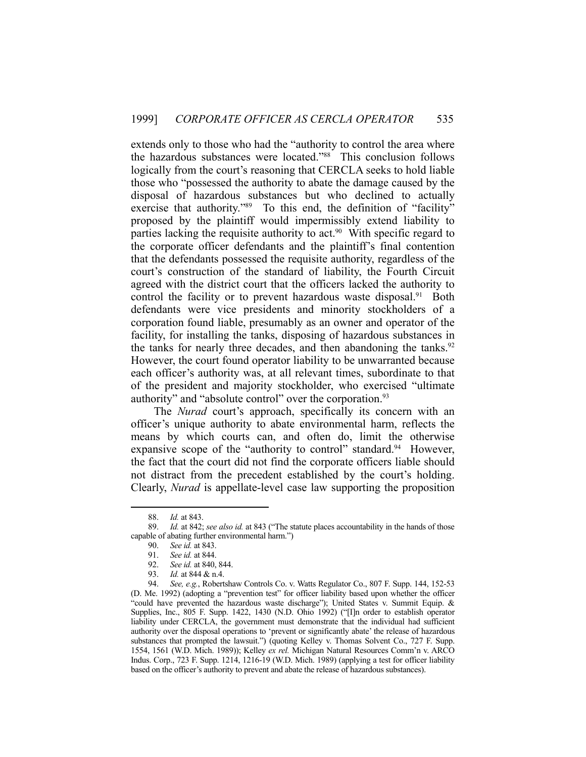extends only to those who had the "authority to control the area where the hazardous substances were located."[88] This conclusion follows logically from the court's reasoning that CERCLA seeks to hold liable those who "possessed the authority to abate the damage caused by the disposal of hazardous substances but who declined to actually exercise that authority."[89] To this end, the definition of "facility" proposed by the plaintiff would impermissibly extend liability to parties lacking the requisite authority to act.[90] With specific regard to the corporate officer defendants and the plaintiff's final contention that the defendants possessed the requisite authority, regardless of the court's construction of the standard of liability, the Fourth Circuit agreed with the district court that the officers lacked the authority to control the facility or to prevent hazardous waste disposal.[91] Both defendants were vice presidents and minority stockholders of a corporation found liable, presumably as an owner and operator of the facility, for installing the tanks, disposing of hazardous substances in the tanks for nearly three decades, and then abandoning the tanks.[92] However, the court found operator liability to be unwarranted because each officer's authority was, at all relevant times, subordinate to that of the president and majority stockholder, who exercised "ultimate authority" and "absolute control" over the corporation.[93]

The *Nurad* court's approach, specifically its concern with an officer's unique authority to abate environmental harm, reflects the means by which courts can, and often do, limit the otherwise expansive scope of the "authority to control" standard.[94] However, the fact that the court did not find the corporate officers liable should not distract from the precedent established by the court's holding. Clearly, *Nurad* is appellate-level case law supporting the proposition

---

88. *Id.* at 843.

89. *Id.* at 842; *see also id.* at 843 ("The statute places accountability in the hands of those capable of abating further environmental harm.")

90. *See id.* at 843.

91. *See id.* at 844.

92. *See id.* at 840, 844.

93. *Id.* at 844 & n.4.

94. *See, e.g.*, Robertshaw Controls Co. v. Watts Regulator Co., 807 F. Supp. 144, 152-53 (D. Me. 1992) (adopting a "prevention test" for officer liability based upon whether the officer "could have prevented the hazardous waste discharge"); United States v. Summit Equip. & Supplies, Inc., 805 F. Supp. 1422, 1430 (N.D. Ohio 1992) ("[I]n order to establish operator liability under CERCLA, the government must demonstrate that the individual had sufficient authority over the disposal operations to 'prevent or significantly abate' the release of hazardous substances that prompted the lawsuit.") (quoting Kelley v. Thomas Solvent Co., 727 F. Supp. 1554, 1561 (W.D. Mich. 1989)); Kelley *ex rel.* Michigan Natural Resources Comm'n v. ARCO Indus. Corp., 723 F. Supp. 1214, 1216-19 (W.D. Mich. 1989) (applying a test for officer liability based on the officer's authority to prevent and abate the release of hazardous substances).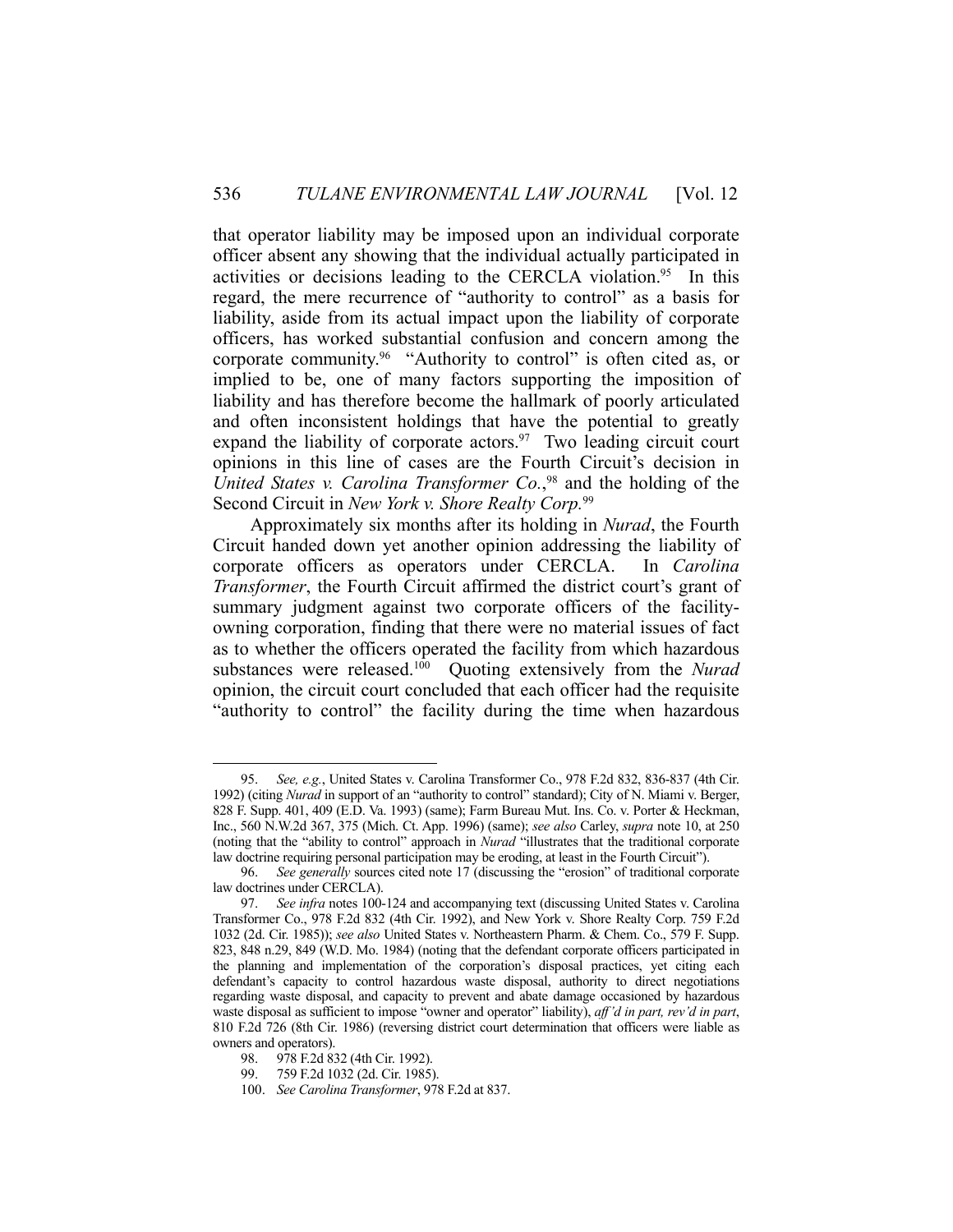that operator liability may be imposed upon an individual corporate officer absent any showing that the individual actually participated in activities or decisions leading to the CERCLA violation.[95] In this regard, the mere recurrence of "authority to control" as a basis for liability, aside from its actual impact upon the liability of corporate officers, has worked substantial confusion and concern among the corporate community.[96] "Authority to control" is often cited as, or implied to be, one of many factors supporting the imposition of liability and has therefore become the hallmark of poorly articulated and often inconsistent holdings that have the potential to greatly expand the liability of corporate actors.[97] Two leading circuit court opinions in this line of cases are the Fourth Circuit's decision in *United States v. Carolina Transformer Co.*,[98] and the holding of the Second Circuit in *New York v. Shore Realty Corp.*[99]

Approximately six months after its holding in *Nurad*, the Fourth Circuit handed down yet another opinion addressing the liability of corporate officers as operators under CERCLA. In *Carolina Transformer*, the Fourth Circuit affirmed the district court's grant of summary judgment against two corporate officers of the facility-owning corporation, finding that there were no material issues of fact as to whether the officers operated the facility from which hazardous substances were released.[100] Quoting extensively from the *Nurad* opinion, the circuit court concluded that each officer had the requisite "authority to control" the facility during the time when hazardous

---

95. *See, e.g.*, United States v. Carolina Transformer Co., 978 F.2d 832, 836-837 (4th Cir. 1992) (citing *Nurad* in support of an "authority to control" standard); City of N. Miami v. Berger, 828 F. Supp. 401, 409 (E.D. Va. 1993) (same); Farm Bureau Mut. Ins. Co. v. Porter & Heckman, Inc., 560 N.W.2d 367, 375 (Mich. Ct. App. 1996) (same); *see also* Carley, *supra* note 10, at 250 (noting that the "ability to control" approach in *Nurad* "illustrates that the traditional corporate law doctrine requiring personal participation may be eroding, at least in the Fourth Circuit").

96. *See generally* sources cited note 17 (discussing the "erosion" of traditional corporate law doctrines under CERCLA).

97. *See infra* notes 100-124 and accompanying text (discussing United States v. Carolina Transformer Co., 978 F.2d 832 (4th Cir. 1992), and New York v. Shore Realty Corp. 759 F.2d 1032 (2d. Cir. 1985)); *see also* United States v. Northeastern Pharm. & Chem. Co., 579 F. Supp. 823, 848 n.29, 849 (W.D. Mo. 1984) (noting that the defendant corporate officers participated in the planning and implementation of the corporation's disposal practices, yet citing each defendant's capacity to control hazardous waste disposal, authority to direct negotiations regarding waste disposal, and capacity to prevent and abate damage occasioned by hazardous waste disposal as sufficient to impose "owner and operator" liability), *aff'd in part, rev'd in part*, 810 F.2d 726 (8th Cir. 1986) (reversing district court determination that officers were liable as owners and operators).

98. 978 F.2d 832 (4th Cir. 1992).

99. 759 F.2d 1032 (2d. Cir. 1985).

100. *See Carolina Transformer*, 978 F.2d at 837.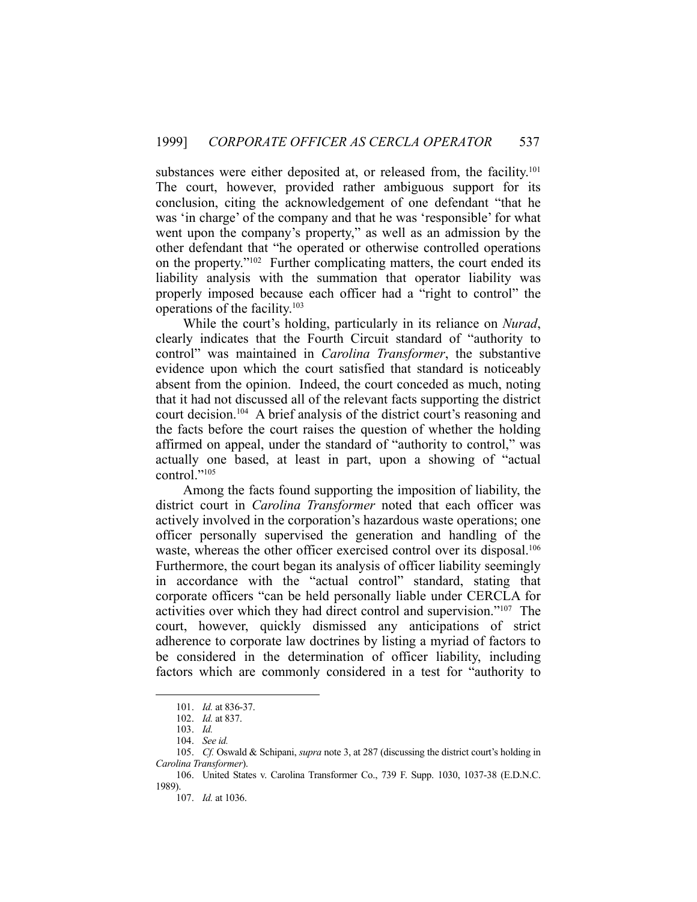substances were either deposited at, or released from, the facility.[101] The court, however, provided rather ambiguous support for its conclusion, citing the acknowledgement of one defendant "that he was 'in charge' of the company and that he was 'responsible' for what went upon the company's property," as well as an admission by the other defendant that "he operated or otherwise controlled operations on the property."[102] Further complicating matters, the court ended its liability analysis with the summation that operator liability was properly imposed because each officer had a "right to control" the operations of the facility.[103]

While the court's holding, particularly in its reliance on *Nurad*, clearly indicates that the Fourth Circuit standard of "authority to control" was maintained in *Carolina Transformer*, the substantive evidence upon which the court satisfied that standard is noticeably absent from the opinion. Indeed, the court conceded as much, noting that it had not discussed all of the relevant facts supporting the district court decision.[104] A brief analysis of the district court's reasoning and the facts before the court raises the question of whether the holding affirmed on appeal, under the standard of "authority to control," was actually one based, at least in part, upon a showing of "actual control."[105]

Among the facts found supporting the imposition of liability, the district court in *Carolina Transformer* noted that each officer was actively involved in the corporation's hazardous waste operations; one officer personally supervised the generation and handling of the waste, whereas the other officer exercised control over its disposal.[106] Furthermore, the court began its analysis of officer liability seemingly in accordance with the "actual control" standard, stating that corporate officers "can be held personally liable under CERCLA for activities over which they had direct control and supervision."[107] The court, however, quickly dismissed any anticipations of strict adherence to corporate law doctrines by listing a myriad of factors to be considered in the determination of officer liability, including factors which are commonly considered in a test for "authority to

---

101. *Id.* at 836-37.

102. *Id.* at 837.

103. *Id.*

104. *See id.*

105. *Cf.* Oswald & Schipani, *supra* note 3, at 287 (discussing the district court's holding in *Carolina Transformer*).

106. United States v. Carolina Transformer Co., 739 F. Supp. 1030, 1037-38 (E.D.N.C. 1989).

107. *Id.* at 1036.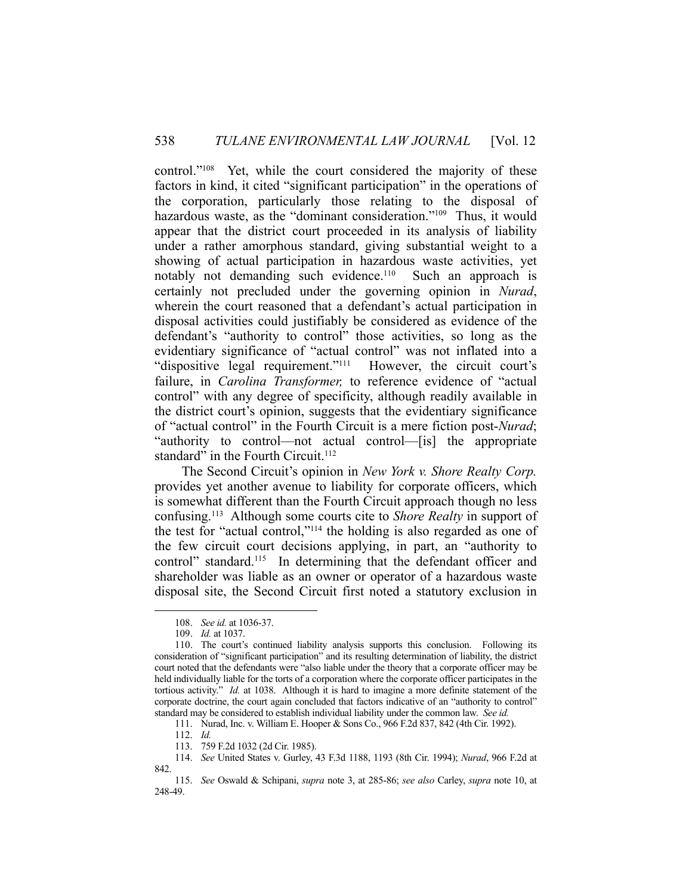control."[108] Yet, while the court considered the majority of these factors in kind, it cited "significant participation" in the operations of the corporation, particularly those relating to the disposal of hazardous waste, as the "dominant consideration."[109] Thus, it would appear that the district court proceeded in its analysis of liability under a rather amorphous standard, giving substantial weight to a showing of actual participation in hazardous waste activities, yet notably not demanding such evidence.[110] Such an approach is certainly not precluded under the governing opinion in *Nurad*, wherein the court reasoned that a defendant's actual participation in disposal activities could justifiably be considered as evidence of the defendant's "authority to control" those activities, so long as the evidentiary significance of "actual control" was not inflated into a "dispositive legal requirement."[111] However, the circuit court's failure, in *Carolina Transformer,* to reference evidence of "actual control" with any degree of specificity, although readily available in the district court's opinion, suggests that the evidentiary significance of "actual control" in the Fourth Circuit is a mere fiction post-*Nurad*; "authority to control—not actual control—[is] the appropriate standard" in the Fourth Circuit.[112]

The Second Circuit's opinion in *New York v. Shore Realty Corp.* provides yet another avenue to liability for corporate officers, which is somewhat different than the Fourth Circuit approach though no less confusing.[113] Although some courts cite to *Shore Realty* in support of the test for "actual control,"[114] the holding is also regarded as one of the few circuit court decisions applying, in part, an "authority to control" standard.[115] In determining that the defendant officer and shareholder was liable as an owner or operator of a hazardous waste disposal site, the Second Circuit first noted a statutory exclusion in

---

108. *See id.* at 1036-37.

109. *Id.* at 1037.

110. The court's continued liability analysis supports this conclusion. Following its consideration of "significant participation" and its resulting determination of liability, the district court noted that the defendants were "also liable under the theory that a corporate officer may be held individually liable for the torts of a corporation where the corporate officer participates in the tortious activity." *Id.* at 1038. Although it is hard to imagine a more definite statement of the corporate doctrine, the court again concluded that factors indicative of an "authority to control" standard may be considered to establish individual liability under the common law. *See id.*

111. Nurad, Inc. v. William E. Hooper & Sons Co., 966 F.2d 837, 842 (4th Cir. 1992).

112. *Id.*

113. 759 F.2d 1032 (2d Cir. 1985).

114. *See* United States v. Gurley, 43 F.3d 1188, 1193 (8th Cir. 1994); *Nurad*, 966 F.2d at 842.

115. *See* Oswald & Schipani, *supra* note 3, at 285-86; *see also* Carley, *supra* note 10, at 248-49.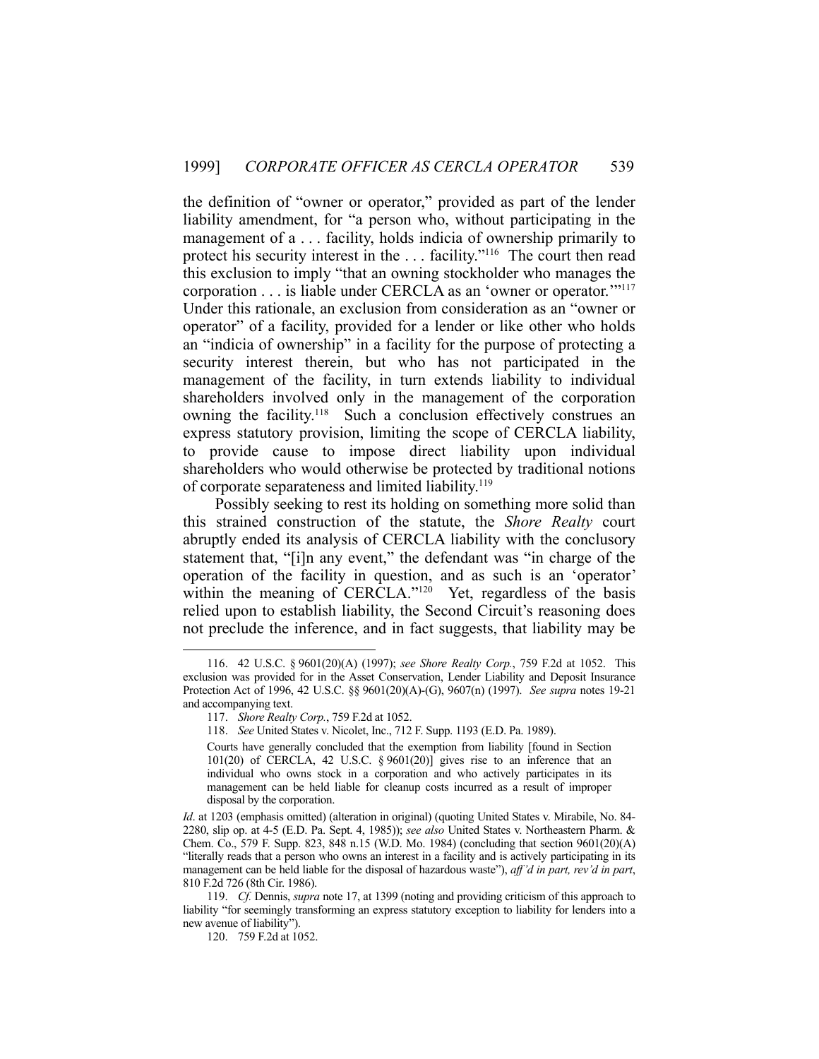the definition of "owner or operator," provided as part of the lender liability amendment, for "a person who, without participating in the management of a . . . facility, holds indicia of ownership primarily to protect his security interest in the . . . facility."[116] The court then read this exclusion to imply "that an owning stockholder who manages the corporation . . . is liable under CERCLA as an 'owner or operator.'"[117] Under this rationale, an exclusion from consideration as an "owner or operator" of a facility, provided for a lender or like other who holds an "indicia of ownership" in a facility for the purpose of protecting a security interest therein, but who has not participated in the management of the facility, in turn extends liability to individual shareholders involved only in the management of the corporation owning the facility.[118] Such a conclusion effectively construes an express statutory provision, limiting the scope of CERCLA liability, to provide cause to impose direct liability upon individual shareholders who would otherwise be protected by traditional notions of corporate separateness and limited liability.[119]

Possibly seeking to rest its holding on something more solid than this strained construction of the statute, the *Shore Realty* court abruptly ended its analysis of CERCLA liability with the conclusory statement that, "[i]n any event," the defendant was "in charge of the operation of the facility in question, and as such is an 'operator' within the meaning of CERCLA."[120] Yet, regardless of the basis relied upon to establish liability, the Second Circuit's reasoning does not preclude the inference, and in fact suggests, that liability may be

---

116. 42 U.S.C. § 9601(20)(A) (1997); *see Shore Realty Corp.*, 759 F.2d at 1052. This exclusion was provided for in the Asset Conservation, Lender Liability and Deposit Insurance Protection Act of 1996, 42 U.S.C. §§ 9601(20)(A)-(G), 9607(n) (1997). *See supra* notes 19-21 and accompanying text.

117. *Shore Realty Corp.*, 759 F.2d at 1052.

118. *See* United States v. Nicolet, Inc., 712 F. Supp. 1193 (E.D. Pa. 1989).

> Courts have generally concluded that the exemption from liability [found in Section 101(20) of CERCLA, 42 U.S.C. § 9601(20)] gives rise to an inference that an individual who owns stock in a corporation and who actively participates in its management can be held liable for cleanup costs incurred as a result of improper disposal by the corporation.

*Id*. at 1203 (emphasis omitted) (alteration in original) (quoting United States v. Mirabile, No. 84-2280, slip op. at 4-5 (E.D. Pa. Sept. 4, 1985)); *see also* United States v. Northeastern Pharm. & Chem. Co., 579 F. Supp. 823, 848 n.15 (W.D. Mo. 1984) (concluding that section 9601(20)(A) "literally reads that a person who owns an interest in a facility and is actively participating in its management can be held liable for the disposal of hazardous waste"), *aff'd in part, rev'd in part*, 810 F.2d 726 (8th Cir. 1986).

119. *Cf.* Dennis, *supra* note 17, at 1399 (noting and providing criticism of this approach to liability "for seemingly transforming an express statutory exception to liability for lenders into a new avenue of liability").

120. 759 F.2d at 1052.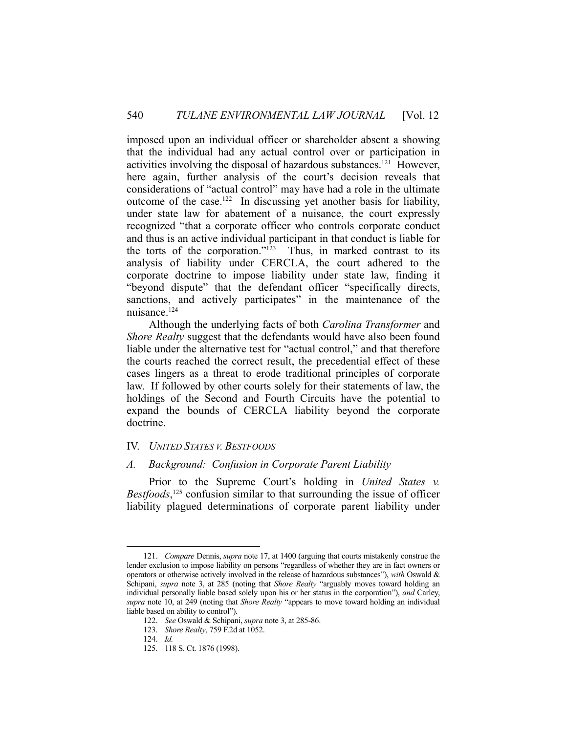imposed upon an individual officer or shareholder absent a showing that the individual had any actual control over or participation in activities involving the disposal of hazardous substances.[121] However, here again, further analysis of the court's decision reveals that considerations of "actual control" may have had a role in the ultimate outcome of the case.[122] In discussing yet another basis for liability, under state law for abatement of a nuisance, the court expressly recognized "that a corporate officer who controls corporate conduct and thus is an active individual participant in that conduct is liable for the torts of the corporation."[123] Thus, in marked contrast to its analysis of liability under CERCLA, the court adhered to the corporate doctrine to impose liability under state law, finding it "beyond dispute" that the defendant officer "specifically directs, sanctions, and actively participates" in the maintenance of the nuisance.[124]

Although the underlying facts of both *Carolina Transformer* and *Shore Realty* suggest that the defendants would have also been found liable under the alternative test for "actual control," and that therefore the courts reached the correct result, the precedential effect of these cases lingers as a threat to erode traditional principles of corporate law. If followed by other courts solely for their statements of law, the holdings of the Second and Fourth Circuits have the potential to expand the bounds of CERCLA liability beyond the corporate doctrine.

## IV. *UNITED STATES V. BESTFOODS*

### *A. Background: Confusion in Corporate Parent Liability*

Prior to the Supreme Court's holding in *United States v. Bestfoods*,[125] confusion similar to that surrounding the issue of officer liability plagued determinations of corporate parent liability under

---

121. *Compare* Dennis, *supra* note 17, at 1400 (arguing that courts mistakenly construe the lender exclusion to impose liability on persons "regardless of whether they are in fact owners or operators or otherwise actively involved in the release of hazardous substances"), *with* Oswald & Schipani, *supra* note 3, at 285 (noting that *Shore Realty* "arguably moves toward holding an individual personally liable based solely upon his or her status in the corporation"), *and* Carley, *supra* note 10, at 249 (noting that *Shore Realty* "appears to move toward holding an individual liable based on ability to control").

122. *See* Oswald & Schipani, *supra* note 3, at 285-86.

123. *Shore Realty*, 759 F.2d at 1052.

124. *Id.*

125. 118 S. Ct. 1876 (1998).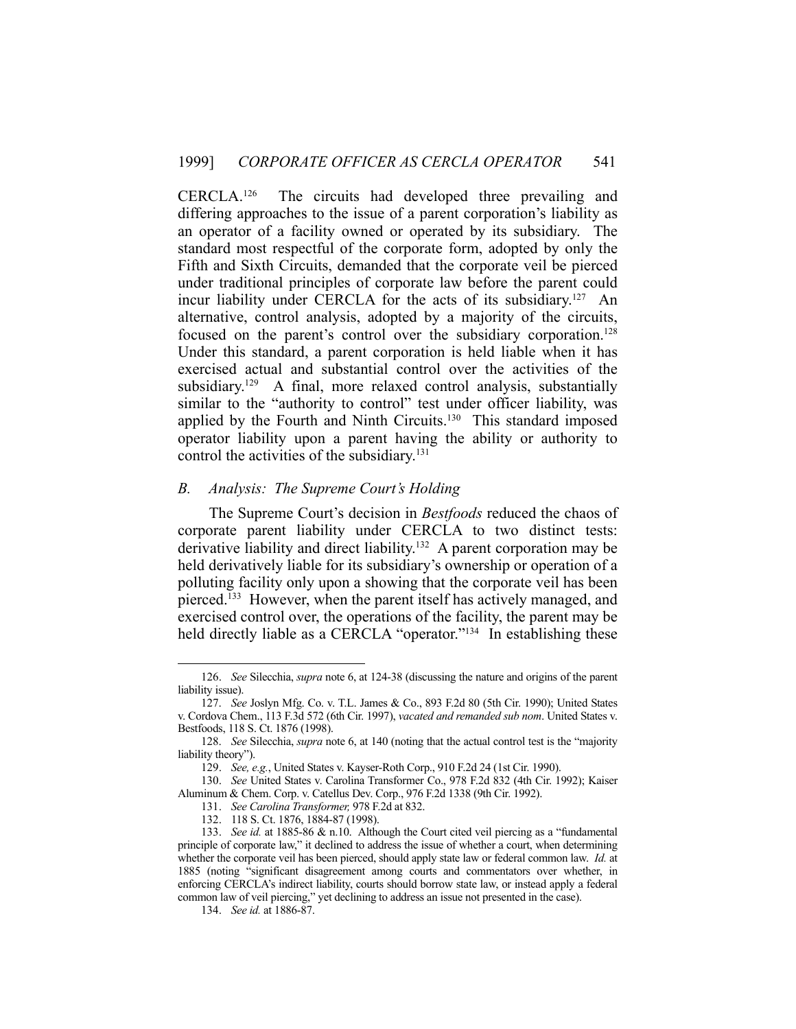CERCLA.[126] The circuits had developed three prevailing and differing approaches to the issue of a parent corporation's liability as an operator of a facility owned or operated by its subsidiary. The standard most respectful of the corporate form, adopted by only the Fifth and Sixth Circuits, demanded that the corporate veil be pierced under traditional principles of corporate law before the parent could incur liability under CERCLA for the acts of its subsidiary.[127] An alternative, control analysis, adopted by a majority of the circuits, focused on the parent's control over the subsidiary corporation.[128] Under this standard, a parent corporation is held liable when it has exercised actual and substantial control over the activities of the subsidiary.[129] A final, more relaxed control analysis, substantially similar to the "authority to control" test under officer liability, was applied by the Fourth and Ninth Circuits.[130] This standard imposed operator liability upon a parent having the ability or authority to control the activities of the subsidiary.[131]

### *B. Analysis: The Supreme Court's Holding*

The Supreme Court's decision in *Bestfoods* reduced the chaos of corporate parent liability under CERCLA to two distinct tests: derivative liability and direct liability.[132] A parent corporation may be held derivatively liable for its subsidiary's ownership or operation of a polluting facility only upon a showing that the corporate veil has been pierced.[133] However, when the parent itself has actively managed, and exercised control over, the operations of the facility, the parent may be held directly liable as a CERCLA "operator."[134] In establishing these

---

126. *See* Silecchia, *supra* note 6, at 124-38 (discussing the nature and origins of the parent liability issue).

127. *See* Joslyn Mfg. Co. v. T.L. James & Co., 893 F.2d 80 (5th Cir. 1990); United States v. Cordova Chem., 113 F.3d 572 (6th Cir. 1997), *vacated and remanded sub nom*. United States v. Bestfoods, 118 S. Ct. 1876 (1998).

128. *See* Silecchia, *supra* note 6, at 140 (noting that the actual control test is the "majority liability theory").

129. *See, e.g.*, United States v. Kayser-Roth Corp., 910 F.2d 24 (1st Cir. 1990).

130. *See* United States v. Carolina Transformer Co., 978 F.2d 832 (4th Cir. 1992); Kaiser Aluminum & Chem. Corp. v. Catellus Dev. Corp., 976 F.2d 1338 (9th Cir. 1992).

131. *See Carolina Transformer,* 978 F.2d at 832.

132. 118 S. Ct. 1876, 1884-87 (1998).

133. *See id.* at 1885-86 & n.10. Although the Court cited veil piercing as a "fundamental principle of corporate law," it declined to address the issue of whether a court, when determining whether the corporate veil has been pierced, should apply state law or federal common law. *Id.* at 1885 (noting "significant disagreement among courts and commentators over whether, in enforcing CERCLA's indirect liability, courts should borrow state law, or instead apply a federal common law of veil piercing," yet declining to address an issue not presented in the case).

134. *See id.* at 1886-87.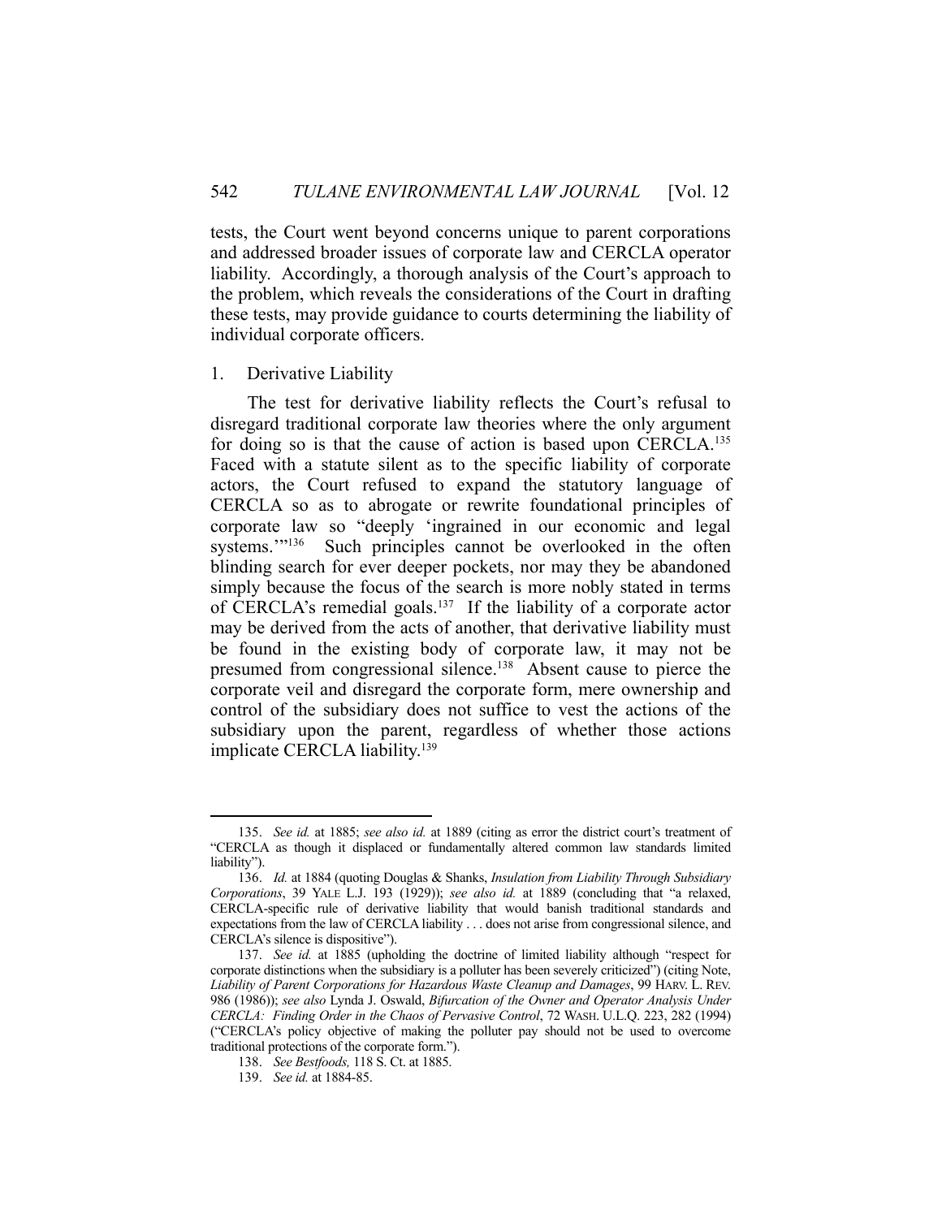tests, the Court went beyond concerns unique to parent corporations and addressed broader issues of corporate law and CERCLA operator liability. Accordingly, a thorough analysis of the Court's approach to the problem, which reveals the considerations of the Court in drafting these tests, may provide guidance to courts determining the liability of individual corporate officers.

1. Derivative Liability

The test for derivative liability reflects the Court's refusal to disregard traditional corporate law theories where the only argument for doing so is that the cause of action is based upon CERCLA.[135] Faced with a statute silent as to the specific liability of corporate actors, the Court refused to expand the statutory language of CERCLA so as to abrogate or rewrite foundational principles of corporate law so "deeply 'ingrained in our economic and legal systems.'"[136] Such principles cannot be overlooked in the often blinding search for ever deeper pockets, nor may they be abandoned simply because the focus of the search is more nobly stated in terms of CERCLA's remedial goals.[137] If the liability of a corporate actor may be derived from the acts of another, that derivative liability must be found in the existing body of corporate law, it may not be presumed from congressional silence.[138] Absent cause to pierce the corporate veil and disregard the corporate form, mere ownership and control of the subsidiary does not suffice to vest the actions of the subsidiary upon the parent, regardless of whether those actions implicate CERCLA liability.[139]

---

135. *See id.* at 1885; *see also id.* at 1889 (citing as error the district court's treatment of "CERCLA as though it displaced or fundamentally altered common law standards limited liability").

136. *Id.* at 1884 (quoting Douglas & Shanks, *Insulation from Liability Through Subsidiary Corporations*, 39 YALE L.J. 193 (1929)); *see also id.* at 1889 (concluding that "a relaxed, CERCLA-specific rule of derivative liability that would banish traditional standards and expectations from the law of CERCLA liability . . . does not arise from congressional silence, and CERCLA's silence is dispositive").

137. *See id.* at 1885 (upholding the doctrine of limited liability although "respect for corporate distinctions when the subsidiary is a polluter has been severely criticized") (citing Note, *Liability of Parent Corporations for Hazardous Waste Cleanup and Damages*, 99 HARV. L. REV. 986 (1986)); *see also* Lynda J. Oswald, *Bifurcation of the Owner and Operator Analysis Under CERCLA: Finding Order in the Chaos of Pervasive Control*, 72 WASH. U.L.Q. 223, 282 (1994) ("CERCLA's policy objective of making the polluter pay should not be used to overcome traditional protections of the corporate form.").

138. *See Bestfoods,* 118 S. Ct. at 1885.

139. *See id.* at 1884-85.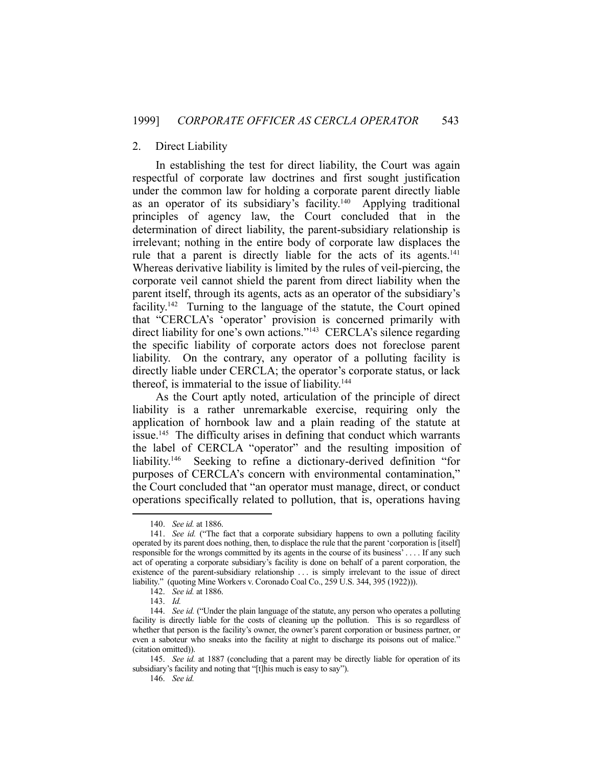### 2. Direct Liability

In establishing the test for direct liability, the Court was again respectful of corporate law doctrines and first sought justification under the common law for holding a corporate parent directly liable as an operator of its subsidiary's facility.[140] Applying traditional principles of agency law, the Court concluded that in the determination of direct liability, the parent-subsidiary relationship is irrelevant; nothing in the entire body of corporate law displaces the rule that a parent is directly liable for the acts of its agents.[141] Whereas derivative liability is limited by the rules of veil-piercing, the corporate veil cannot shield the parent from direct liability when the parent itself, through its agents, acts as an operator of the subsidiary's facility.[142] Turning to the language of the statute, the Court opined that "CERCLA's 'operator' provision is concerned primarily with direct liability for one's own actions."[143] CERCLA's silence regarding the specific liability of corporate actors does not foreclose parent liability. On the contrary, any operator of a polluting facility is directly liable under CERCLA; the operator's corporate status, or lack thereof, is immaterial to the issue of liability.[144]

As the Court aptly noted, articulation of the principle of direct liability is a rather unremarkable exercise, requiring only the application of hornbook law and a plain reading of the statute at issue.[145] The difficulty arises in defining that conduct which warrants the label of CERCLA "operator" and the resulting imposition of liability.[146] Seeking to refine a dictionary-derived definition "for purposes of CERCLA's concern with environmental contamination," the Court concluded that "an operator must manage, direct, or conduct operations specifically related to pollution, that is, operations having

---

140. *See id.* at 1886.

141. *See id.* ("The fact that a corporate subsidiary happens to own a polluting facility operated by its parent does nothing, then, to displace the rule that the parent 'corporation is [itself] responsible for the wrongs committed by its agents in the course of its business' . . . . If any such act of operating a corporate subsidiary's facility is done on behalf of a parent corporation, the existence of the parent-subsidiary relationship . . . is simply irrelevant to the issue of direct liability." (quoting Mine Workers v. Coronado Coal Co., 259 U.S. 344, 395 (1922))).

142. *See id.* at 1886.

143. *Id.*

144. *See id.* ("Under the plain language of the statute, any person who operates a polluting facility is directly liable for the costs of cleaning up the pollution. This is so regardless of whether that person is the facility's owner, the owner's parent corporation or business partner, or even a saboteur who sneaks into the facility at night to discharge its poisons out of malice." (citation omitted)).

145. *See id.* at 1887 (concluding that a parent may be directly liable for operation of its subsidiary's facility and noting that "[t]his much is easy to say").

146. *See id.*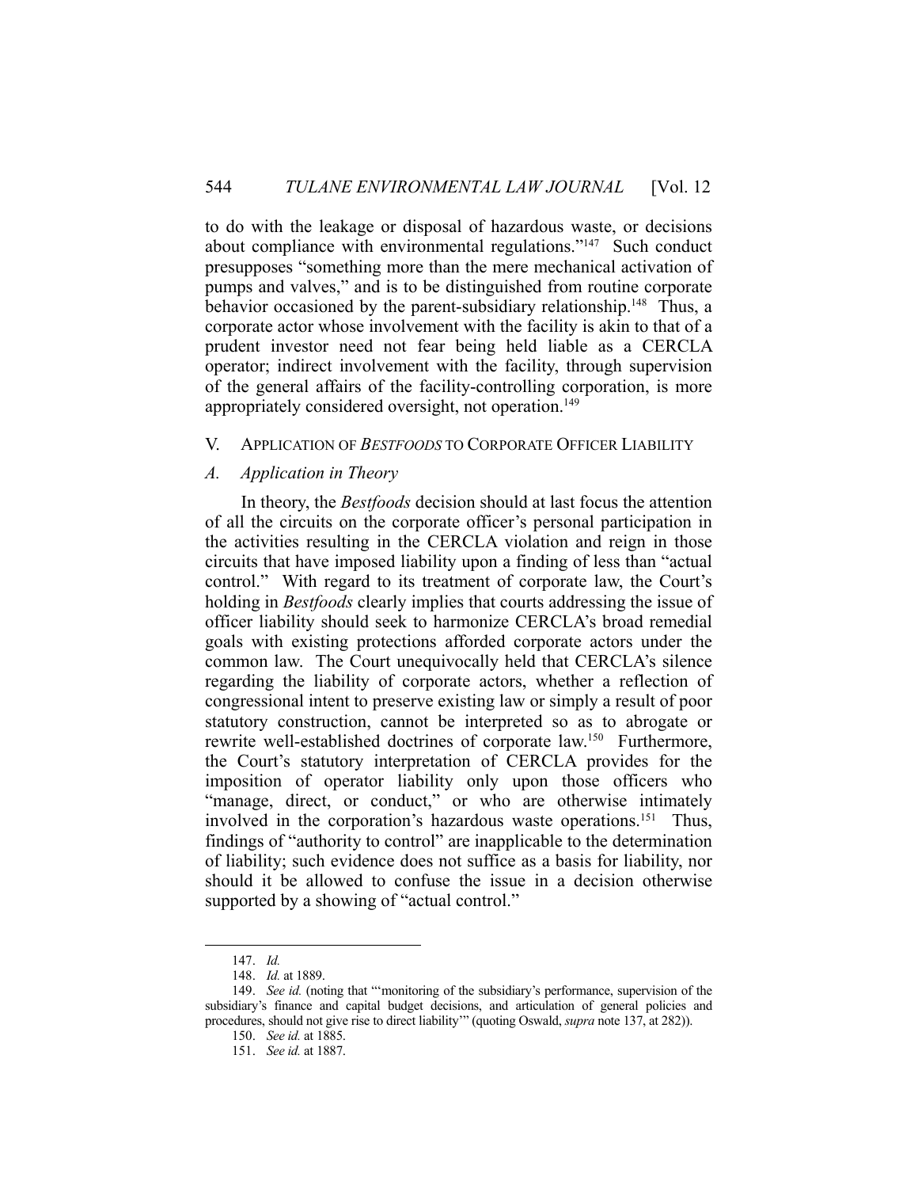to do with the leakage or disposal of hazardous waste, or decisions about compliance with environmental regulations."[147] Such conduct presupposes "something more than the mere mechanical activation of pumps and valves," and is to be distinguished from routine corporate behavior occasioned by the parent-subsidiary relationship.[148] Thus, a corporate actor whose involvement with the facility is akin to that of a prudent investor need not fear being held liable as a CERCLA operator; indirect involvement with the facility, through supervision of the general affairs of the facility-controlling corporation, is more appropriately considered oversight, not operation.[149]

## V. APPLICATION OF *BESTFOODS* TO CORPORATE OFFICER LIABILITY

### *A. Application in Theory*

In theory, the *Bestfoods* decision should at last focus the attention of all the circuits on the corporate officer's personal participation in the activities resulting in the CERCLA violation and reign in those circuits that have imposed liability upon a finding of less than "actual control." With regard to its treatment of corporate law, the Court's holding in *Bestfoods* clearly implies that courts addressing the issue of officer liability should seek to harmonize CERCLA's broad remedial goals with existing protections afforded corporate actors under the common law. The Court unequivocally held that CERCLA's silence regarding the liability of corporate actors, whether a reflection of congressional intent to preserve existing law or simply a result of poor statutory construction, cannot be interpreted so as to abrogate or rewrite well-established doctrines of corporate law.[150] Furthermore, the Court's statutory interpretation of CERCLA provides for the imposition of operator liability only upon those officers who "manage, direct, or conduct," or who are otherwise intimately involved in the corporation's hazardous waste operations.[151] Thus, findings of "authority to control" are inapplicable to the determination of liability; such evidence does not suffice as a basis for liability, nor should it be allowed to confuse the issue in a decision otherwise supported by a showing of "actual control."

---

147. *Id.*

148. *Id.* at 1889.

149. *See id.* (noting that "'monitoring of the subsidiary's performance, supervision of the subsidiary's finance and capital budget decisions, and articulation of general policies and procedures, should not give rise to direct liability'" (quoting Oswald, *supra* note 137, at 282)).

150. *See id.* at 1885.

151. *See id.* at 1887.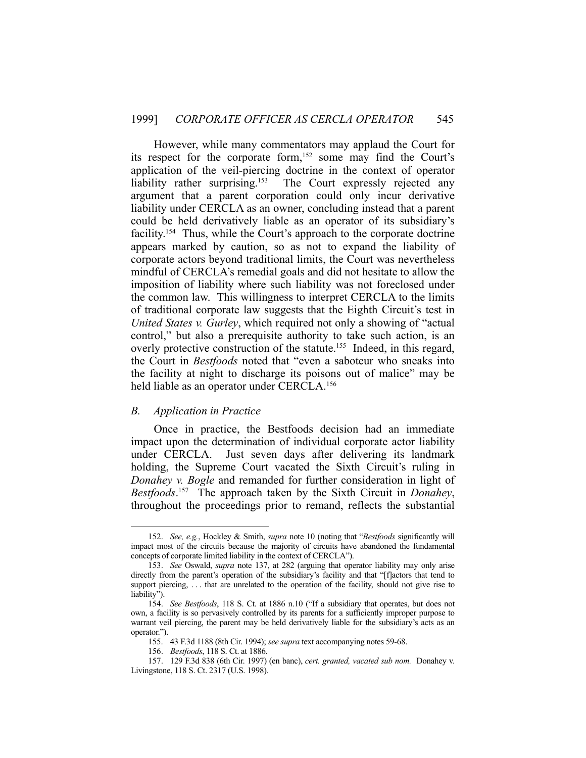However, while many commentators may applaud the Court for its respect for the corporate form,[152] some may find the Court's application of the veil-piercing doctrine in the context of operator liability rather surprising.[153] The Court expressly rejected any argument that a parent corporation could only incur derivative liability under CERCLA as an owner, concluding instead that a parent could be held derivatively liable as an operator of its subsidiary's facility.[154] Thus, while the Court's approach to the corporate doctrine appears marked by caution, so as not to expand the liability of corporate actors beyond traditional limits, the Court was nevertheless mindful of CERCLA's remedial goals and did not hesitate to allow the imposition of liability where such liability was not foreclosed under the common law. This willingness to interpret CERCLA to the limits of traditional corporate law suggests that the Eighth Circuit's test in *United States v. Gurley*, which required not only a showing of "actual control," but also a prerequisite authority to take such action, is an overly protective construction of the statute.[155] Indeed, in this regard, the Court in *Bestfoods* noted that "even a saboteur who sneaks into the facility at night to discharge its poisons out of malice" may be held liable as an operator under CERCLA.[156]

## *B. Application in Practice*

Once in practice, the Bestfoods decision had an immediate impact upon the determination of individual corporate actor liability under CERCLA. Just seven days after delivering its landmark holding, the Supreme Court vacated the Sixth Circuit's ruling in *Donahey v. Bogle* and remanded for further consideration in light of *Bestfoods*.[157] The approach taken by the Sixth Circuit in *Donahey*, throughout the proceedings prior to remand, reflects the substantial

---

152. *See, e.g.*, Hockley & Smith, *supra* note 10 (noting that "*Bestfoods* significantly will impact most of the circuits because the majority of circuits have abandoned the fundamental concepts of corporate limited liability in the context of CERCLA").

153. *See* Oswald, *supra* note 137, at 282 (arguing that operator liability may only arise directly from the parent's operation of the subsidiary's facility and that "[f]actors that tend to support piercing, . . . that are unrelated to the operation of the facility, should not give rise to liability").

154. *See Bestfoods*, 118 S. Ct. at 1886 n.10 ("If a subsidiary that operates, but does not own, a facility is so pervasively controlled by its parents for a sufficiently improper purpose to warrant veil piercing, the parent may be held derivatively liable for the subsidiary's acts as an operator.").

155. 43 F.3d 1188 (8th Cir. 1994); *see supra* text accompanying notes 59-68.

156. *Bestfoods*, 118 S. Ct. at 1886.

157. 129 F.3d 838 (6th Cir. 1997) (en banc), *cert. granted, vacated sub nom.* Donahey v. Livingstone, 118 S. Ct. 2317 (U.S. 1998).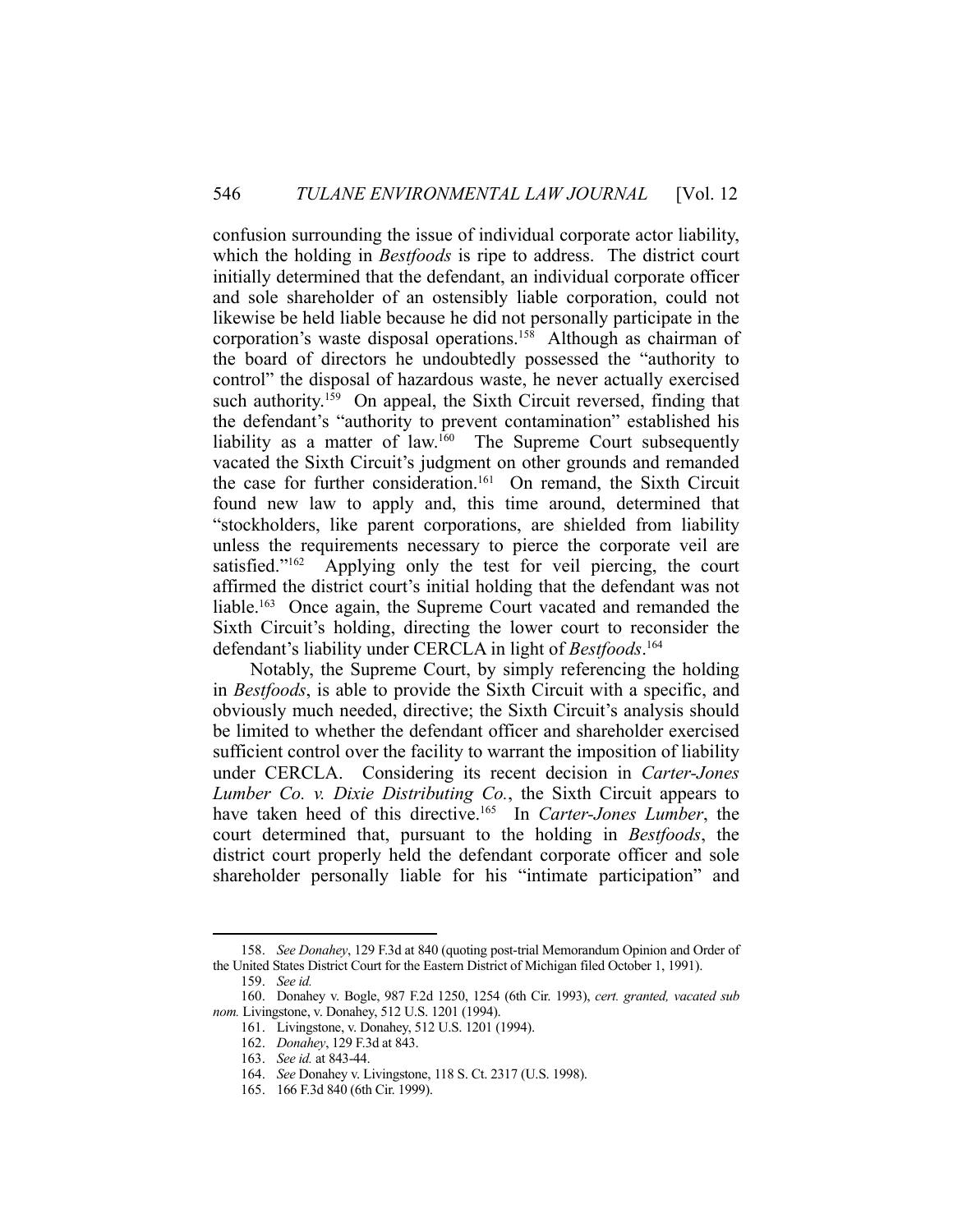confusion surrounding the issue of individual corporate actor liability, which the holding in *Bestfoods* is ripe to address. The district court initially determined that the defendant, an individual corporate officer and sole shareholder of an ostensibly liable corporation, could not likewise be held liable because he did not personally participate in the corporation's waste disposal operations.[158] Although as chairman of the board of directors he undoubtedly possessed the "authority to control" the disposal of hazardous waste, he never actually exercised such authority.[159] On appeal, the Sixth Circuit reversed, finding that the defendant's "authority to prevent contamination" established his liability as a matter of law.[160] The Supreme Court subsequently vacated the Sixth Circuit's judgment on other grounds and remanded the case for further consideration.[161] On remand, the Sixth Circuit found new law to apply and, this time around, determined that "stockholders, like parent corporations, are shielded from liability unless the requirements necessary to pierce the corporate veil are satisfied."[162] Applying only the test for veil piercing, the court affirmed the district court's initial holding that the defendant was not liable.[163] Once again, the Supreme Court vacated and remanded the Sixth Circuit's holding, directing the lower court to reconsider the defendant's liability under CERCLA in light of *Bestfoods*.[164]

Notably, the Supreme Court, by simply referencing the holding in *Bestfoods*, is able to provide the Sixth Circuit with a specific, and obviously much needed, directive; the Sixth Circuit's analysis should be limited to whether the defendant officer and shareholder exercised sufficient control over the facility to warrant the imposition of liability under CERCLA. Considering its recent decision in *Carter-Jones Lumber Co. v. Dixie Distributing Co.*, the Sixth Circuit appears to have taken heed of this directive.[165] In *Carter-Jones Lumber*, the court determined that, pursuant to the holding in *Bestfoods*, the district court properly held the defendant corporate officer and sole shareholder personally liable for his "intimate participation" and

---

158. *See Donahey*, 129 F.3d at 840 (quoting post-trial Memorandum Opinion and Order of the United States District Court for the Eastern District of Michigan filed October 1, 1991).

159. *See id.*

160. Donahey v. Bogle, 987 F.2d 1250, 1254 (6th Cir. 1993), *cert. granted, vacated sub nom.* Livingstone, v. Donahey, 512 U.S. 1201 (1994).

161. Livingstone, v. Donahey, 512 U.S. 1201 (1994).

162. *Donahey*, 129 F.3d at 843.

163. *See id.* at 843-44.

164. *See* Donahey v. Livingstone, 118 S. Ct. 2317 (U.S. 1998).

165. 166 F.3d 840 (6th Cir. 1999).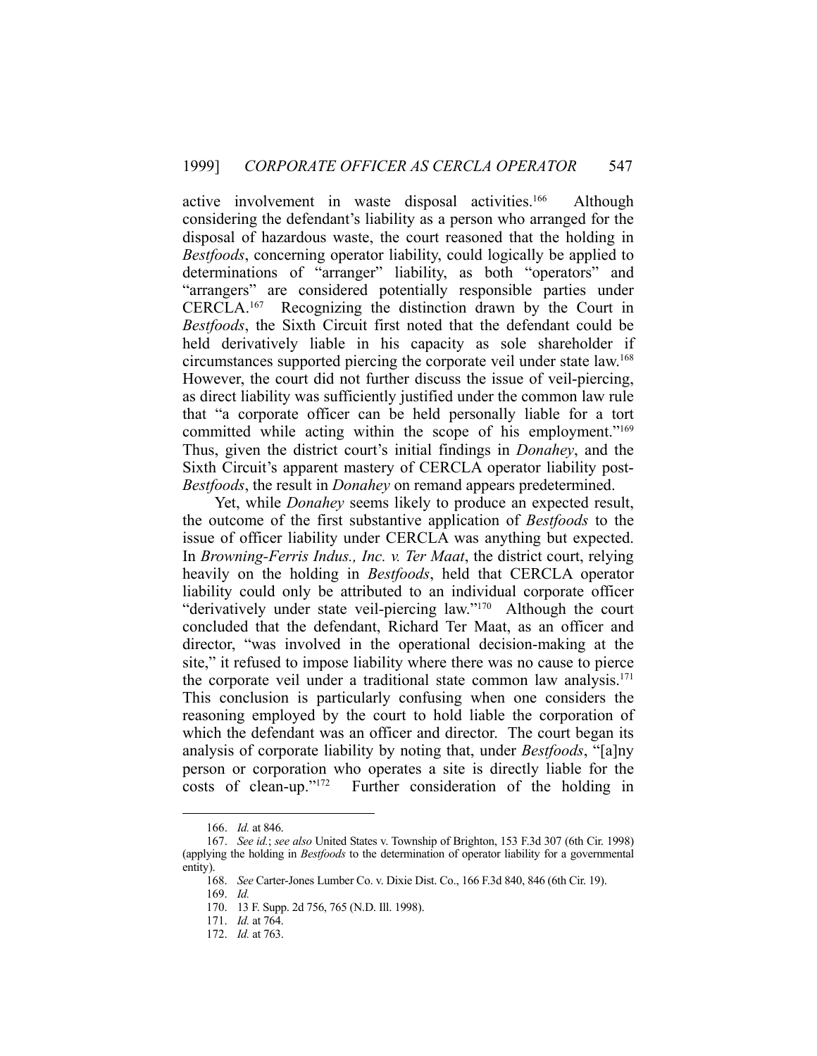active involvement in waste disposal activities.[166] Although considering the defendant's liability as a person who arranged for the disposal of hazardous waste, the court reasoned that the holding in *Bestfoods*, concerning operator liability, could logically be applied to determinations of "arranger" liability, as both "operators" and "arrangers" are considered potentially responsible parties under CERCLA.[167] Recognizing the distinction drawn by the Court in *Bestfoods*, the Sixth Circuit first noted that the defendant could be held derivatively liable in his capacity as sole shareholder if circumstances supported piercing the corporate veil under state law.[168] However, the court did not further discuss the issue of veil-piercing, as direct liability was sufficiently justified under the common law rule that "a corporate officer can be held personally liable for a tort committed while acting within the scope of his employment."[169] Thus, given the district court's initial findings in *Donahey*, and the Sixth Circuit's apparent mastery of CERCLA operator liability post-*Bestfoods*, the result in *Donahey* on remand appears predetermined.

Yet, while *Donahey* seems likely to produce an expected result, the outcome of the first substantive application of *Bestfoods* to the issue of officer liability under CERCLA was anything but expected. In *Browning-Ferris Indus., Inc. v. Ter Maat*, the district court, relying heavily on the holding in *Bestfoods*, held that CERCLA operator liability could only be attributed to an individual corporate officer "derivatively under state veil-piercing law."[170] Although the court concluded that the defendant, Richard Ter Maat, as an officer and director, "was involved in the operational decision-making at the site," it refused to impose liability where there was no cause to pierce the corporate veil under a traditional state common law analysis.[171] This conclusion is particularly confusing when one considers the reasoning employed by the court to hold liable the corporation of which the defendant was an officer and director. The court began its analysis of corporate liability by noting that, under *Bestfoods*, "[a]ny person or corporation who operates a site is directly liable for the costs of clean-up."[172] Further consideration of the holding in

---

166. *Id.* at 846.

167. *See id.*; *see also* United States v. Township of Brighton, 153 F.3d 307 (6th Cir. 1998) (applying the holding in *Bestfoods* to the determination of operator liability for a governmental entity).

168. *See* Carter-Jones Lumber Co. v. Dixie Dist. Co., 166 F.3d 840, 846 (6th Cir. 19).

169. *Id.*

170. 13 F. Supp. 2d 756, 765 (N.D. Ill. 1998).

171. *Id.* at 764.

172. *Id.* at 763.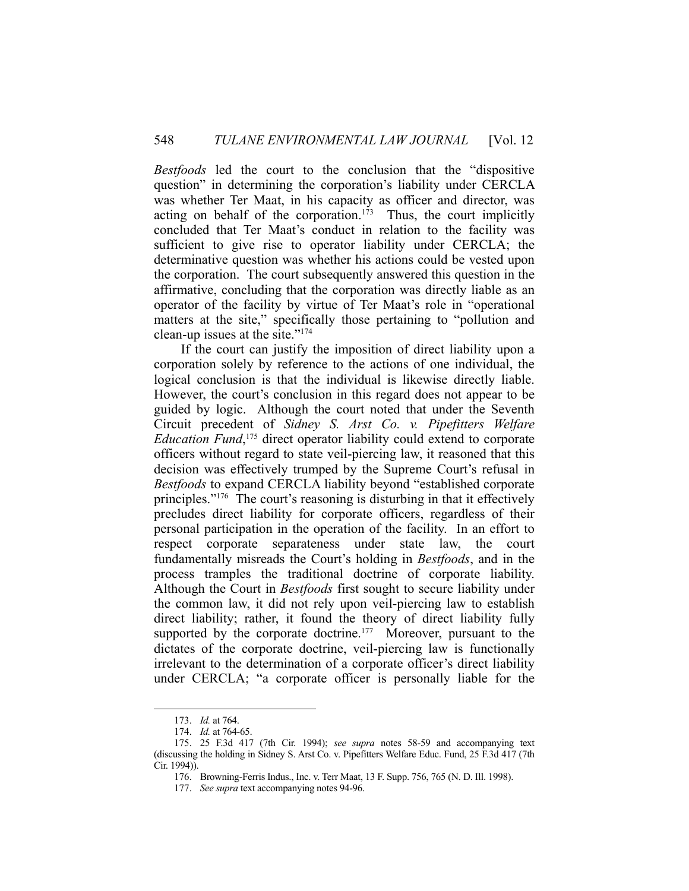*Bestfoods* led the court to the conclusion that the "dispositive question" in determining the corporation's liability under CERCLA was whether Ter Maat, in his capacity as officer and director, was acting on behalf of the corporation.[173] Thus, the court implicitly concluded that Ter Maat's conduct in relation to the facility was sufficient to give rise to operator liability under CERCLA; the determinative question was whether his actions could be vested upon the corporation. The court subsequently answered this question in the affirmative, concluding that the corporation was directly liable as an operator of the facility by virtue of Ter Maat's role in "operational matters at the site," specifically those pertaining to "pollution and clean-up issues at the site."[174]

If the court can justify the imposition of direct liability upon a corporation solely by reference to the actions of one individual, the logical conclusion is that the individual is likewise directly liable. However, the court's conclusion in this regard does not appear to be guided by logic. Although the court noted that under the Seventh Circuit precedent of *Sidney S. Arst Co. v. Pipefitters Welfare Education Fund*,[175] direct operator liability could extend to corporate officers without regard to state veil-piercing law, it reasoned that this decision was effectively trumped by the Supreme Court's refusal in *Bestfoods* to expand CERCLA liability beyond "established corporate principles."[176] The court's reasoning is disturbing in that it effectively precludes direct liability for corporate officers, regardless of their personal participation in the operation of the facility. In an effort to respect corporate separateness under state law, the court fundamentally misreads the Court's holding in *Bestfoods*, and in the process tramples the traditional doctrine of corporate liability. Although the Court in *Bestfoods* first sought to secure liability under the common law, it did not rely upon veil-piercing law to establish direct liability; rather, it found the theory of direct liability fully supported by the corporate doctrine.[177] Moreover, pursuant to the dictates of the corporate doctrine, veil-piercing law is functionally irrelevant to the determination of a corporate officer's direct liability under CERCLA; "a corporate officer is personally liable for the

---

173. *Id.* at 764.

174. *Id.* at 764-65.

175. 25 F.3d 417 (7th Cir. 1994); *see supra* notes 58-59 and accompanying text (discussing the holding in Sidney S. Arst Co. v. Pipefitters Welfare Educ. Fund, 25 F.3d 417 (7th Cir. 1994)).

176. Browning-Ferris Indus., Inc. v. Terr Maat, 13 F. Supp. 756, 765 (N. D. Ill. 1998).

177. *See supra* text accompanying notes 94-96.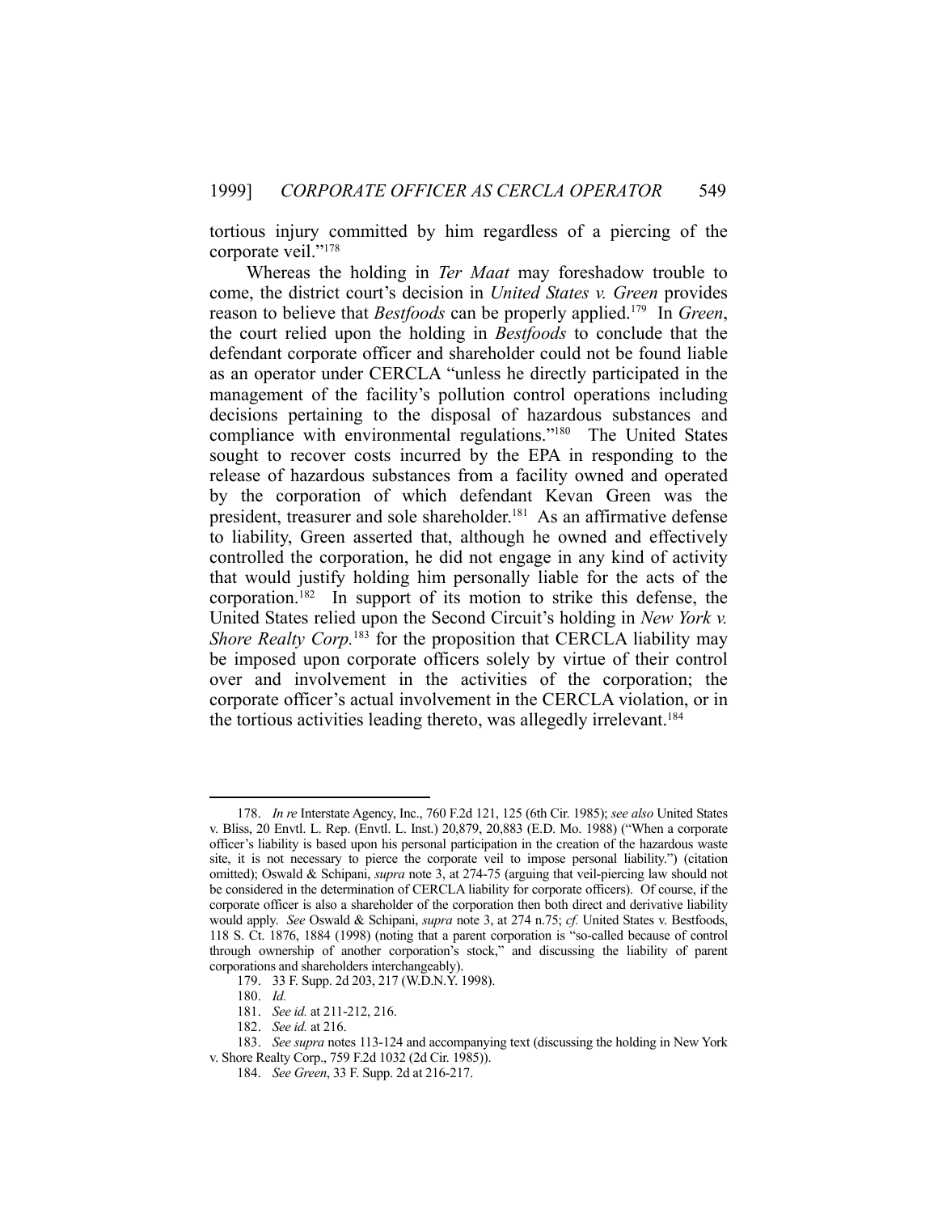tortious injury committed by him regardless of a piercing of the corporate veil."[178]

Whereas the holding in *Ter Maat* may foreshadow trouble to come, the district court's decision in *United States v. Green* provides reason to believe that *Bestfoods* can be properly applied.[179] In *Green*, the court relied upon the holding in *Bestfoods* to conclude that the defendant corporate officer and shareholder could not be found liable as an operator under CERCLA "unless he directly participated in the management of the facility's pollution control operations including decisions pertaining to the disposal of hazardous substances and compliance with environmental regulations."[180] The United States sought to recover costs incurred by the EPA in responding to the release of hazardous substances from a facility owned and operated by the corporation of which defendant Kevan Green was the president, treasurer and sole shareholder.[181] As an affirmative defense to liability, Green asserted that, although he owned and effectively controlled the corporation, he did not engage in any kind of activity that would justify holding him personally liable for the acts of the corporation.[182] In support of its motion to strike this defense, the United States relied upon the Second Circuit's holding in *New York v. Shore Realty Corp.*[183] for the proposition that CERCLA liability may be imposed upon corporate officers solely by virtue of their control over and involvement in the activities of the corporation; the corporate officer's actual involvement in the CERCLA violation, or in the tortious activities leading thereto, was allegedly irrelevant.[184]

---

178. *In re* Interstate Agency, Inc., 760 F.2d 121, 125 (6th Cir. 1985); *see also* United States v. Bliss, 20 Envtl. L. Rep. (Envtl. L. Inst.) 20,879, 20,883 (E.D. Mo. 1988) ("When a corporate officer's liability is based upon his personal participation in the creation of the hazardous waste site, it is not necessary to pierce the corporate veil to impose personal liability.") (citation omitted); Oswald & Schipani, *supra* note 3, at 274-75 (arguing that veil-piercing law should not be considered in the determination of CERCLA liability for corporate officers). Of course, if the corporate officer is also a shareholder of the corporation then both direct and derivative liability would apply. *See* Oswald & Schipani, *supra* note 3, at 274 n.75; *cf.* United States v. Bestfoods, 118 S. Ct. 1876, 1884 (1998) (noting that a parent corporation is "so-called because of control through ownership of another corporation's stock," and discussing the liability of parent corporations and shareholders interchangeably).

179. 33 F. Supp. 2d 203, 217 (W.D.N.Y. 1998).

180. *Id.*

181. *See id.* at 211-212, 216.

182. *See id.* at 216.

183. *See supra* notes 113-124 and accompanying text (discussing the holding in New York v. Shore Realty Corp., 759 F.2d 1032 (2d Cir. 1985)).

184. *See Green*, 33 F. Supp. 2d at 216-217.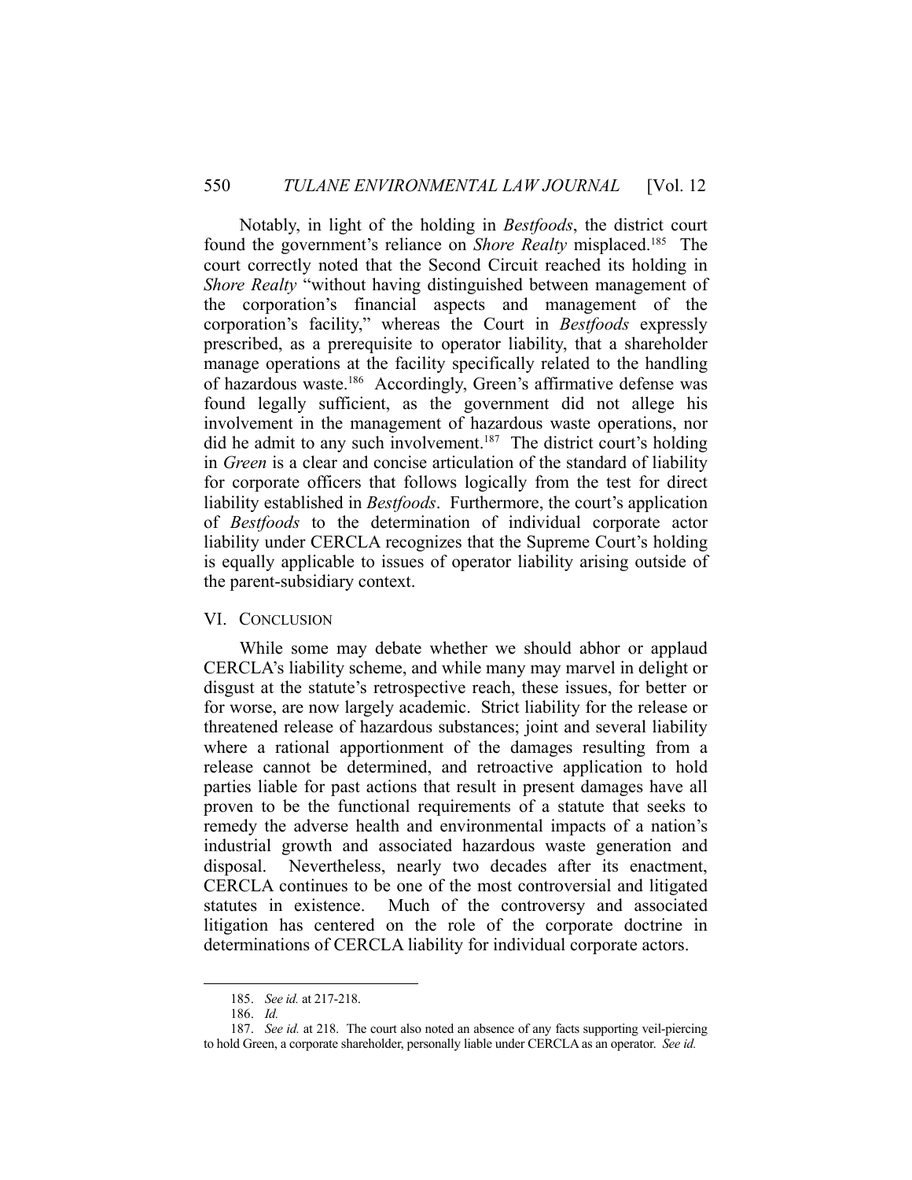Notably, in light of the holding in *Bestfoods*, the district court found the government's reliance on *Shore Realty* misplaced.[185] The court correctly noted that the Second Circuit reached its holding in *Shore Realty* "without having distinguished between management of the corporation's financial aspects and management of the corporation's facility," whereas the Court in *Bestfoods* expressly prescribed, as a prerequisite to operator liability, that a shareholder manage operations at the facility specifically related to the handling of hazardous waste.[186] Accordingly, Green's affirmative defense was found legally sufficient, as the government did not allege his involvement in the management of hazardous waste operations, nor did he admit to any such involvement.[187] The district court's holding in *Green* is a clear and concise articulation of the standard of liability for corporate officers that follows logically from the test for direct liability established in *Bestfoods*. Furthermore, the court's application of *Bestfoods* to the determination of individual corporate actor liability under CERCLA recognizes that the Supreme Court's holding is equally applicable to issues of operator liability arising outside of the parent-subsidiary context.

## VI. Conclusion

While some may debate whether we should abhor or applaud CERCLA's liability scheme, and while many may marvel in delight or disgust at the statute's retrospective reach, these issues, for better or for worse, are now largely academic. Strict liability for the release or threatened release of hazardous substances; joint and several liability where a rational apportionment of the damages resulting from a release cannot be determined, and retroactive application to hold parties liable for past actions that result in present damages have all proven to be the functional requirements of a statute that seeks to remedy the adverse health and environmental impacts of a nation's industrial growth and associated hazardous waste generation and disposal. Nevertheless, nearly two decades after its enactment, CERCLA continues to be one of the most controversial and litigated statutes in existence. Much of the controversy and associated litigation has centered on the role of the corporate doctrine in determinations of CERCLA liability for individual corporate actors.

---

185. *See id.* at 217-218.

186. *Id.*

187. *See id.* at 218. The court also noted an absence of any facts supporting veil-piercing to hold Green, a corporate shareholder, personally liable under CERCLA as an operator. *See id.*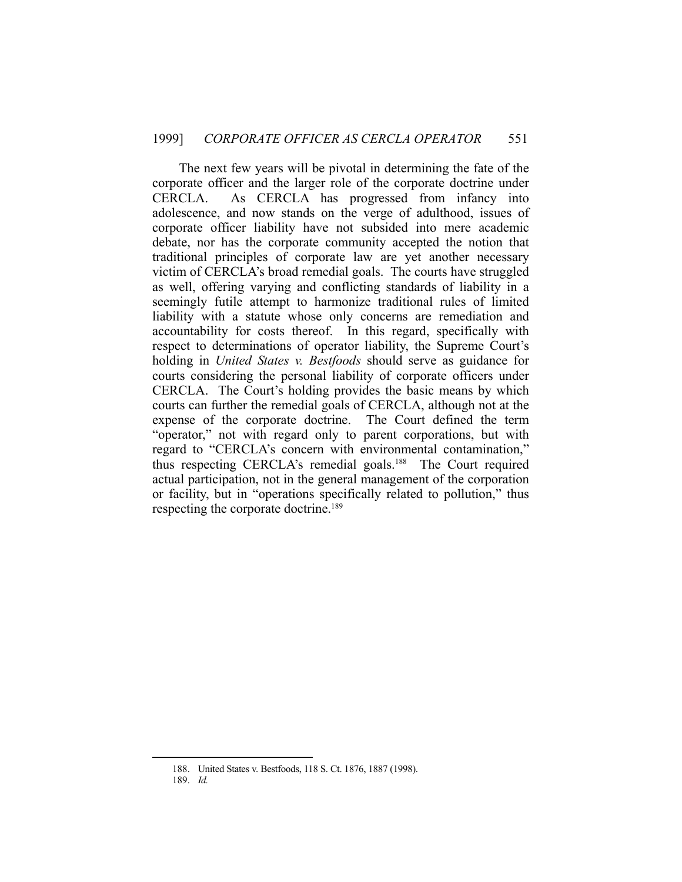The next few years will be pivotal in determining the fate of the corporate officer and the larger role of the corporate doctrine under CERCLA. As CERCLA has progressed from infancy into adolescence, and now stands on the verge of adulthood, issues of corporate officer liability have not subsided into mere academic debate, nor has the corporate community accepted the notion that traditional principles of corporate law are yet another necessary victim of CERCLA's broad remedial goals. The courts have struggled as well, offering varying and conflicting standards of liability in a seemingly futile attempt to harmonize traditional rules of limited liability with a statute whose only concerns are remediation and accountability for costs thereof. In this regard, specifically with respect to determinations of operator liability, the Supreme Court's holding in *United States v. Bestfoods* should serve as guidance for courts considering the personal liability of corporate officers under CERCLA. The Court's holding provides the basic means by which courts can further the remedial goals of CERCLA, although not at the expense of the corporate doctrine. The Court defined the term "operator," not with regard only to parent corporations, but with regard to "CERCLA's concern with environmental contamination," thus respecting CERCLA's remedial goals.[188] The Court required actual participation, not in the general management of the corporation or facility, but in "operations specifically related to pollution," thus respecting the corporate doctrine.[189]

---

188. United States v. Bestfoods, 118 S. Ct. 1876, 1887 (1998).

189. *Id.*